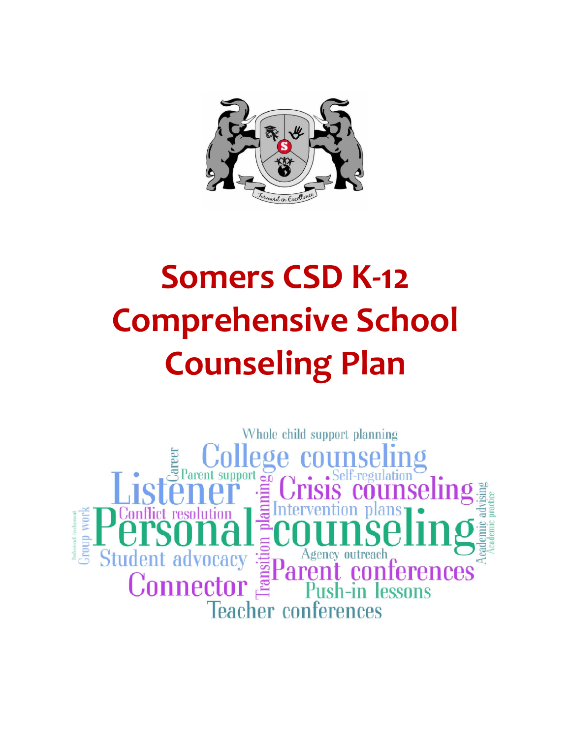# Somers CSD K-12 Comprehensive School Counseling Plan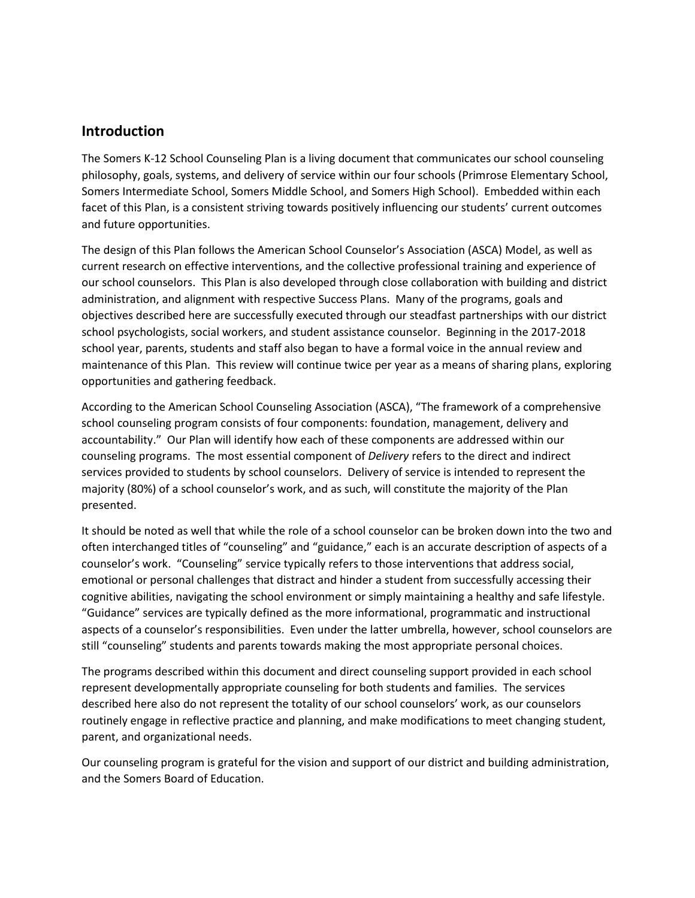## Introduction

The Somers K-12 School Counseling Plan is a living document that communicates our school counseling philosophy, goals, systems, and delivery of service within our four schools (Primrose Elementary School, Somers Intermediate School, Somers Middle School, and Somers High School). Embedded within each facet of this Plan, is a consistent striving towards positively influencing our students' current outcomes and future opportunities.

The design of this Plan follows the American School Counselor's Association (ASCA) Model, as well as current research on effective interventions, and the collective professional training and experience of our school counselors. This Plan is also developed through close collaboration with building and district administration, and alignment with respective Success Plans. Many of the programs, goals and objectives described here are successfully executed through our steadfast partnerships with our district school psychologists, social workers, and student assistance counselor. Beginning in the 2017-2018 school year, parents, students and staff also began to have a formal voice in the annual review and maintenance of this Plan. This review will continue twice per year as a means of sharing plans, exploring opportunities and gathering feedback.

According to the American School Counseling Association (ASCA), "The framework of a comprehensive school counseling program consists of four components: foundation, management, delivery and accountability." Our Plan will identify how each of these components are addressed within our counseling programs. The most essential component of *Delivery* refers to the direct and indirect services provided to students by school counselors. Delivery of service is intended to represent the majority (80%) of a school counselor's work, and as such, will constitute the majority of the Plan presented.

It should be noted as well that while the role of a school counselor can be broken down into the two and often interchanged titles of "counseling" and "guidance," each is an accurate description of aspects of a counselor's work. "Counseling" service typically refers to those interventions that address social, emotional or personal challenges that distract and hinder a student from successfully accessing their cognitive abilities, navigating the school environment or simply maintaining a healthy and safe lifestyle. "Guidance" services are typically defined as the more informational, programmatic and instructional aspects of a counselor's responsibilities. Even under the latter umbrella, however, school counselors are still "counseling" students and parents towards making the most appropriate personal choices.

The programs described within this document and direct counseling support provided in each school represent developmentally appropriate counseling for both students and families. The services described here also do not represent the totality of our school counselors' work, as our counselors routinely engage in reflective practice and planning, and make modifications to meet changing student, parent, and organizational needs.

Our counseling program is grateful for the vision and support of our district and building administration, and the Somers Board of Education.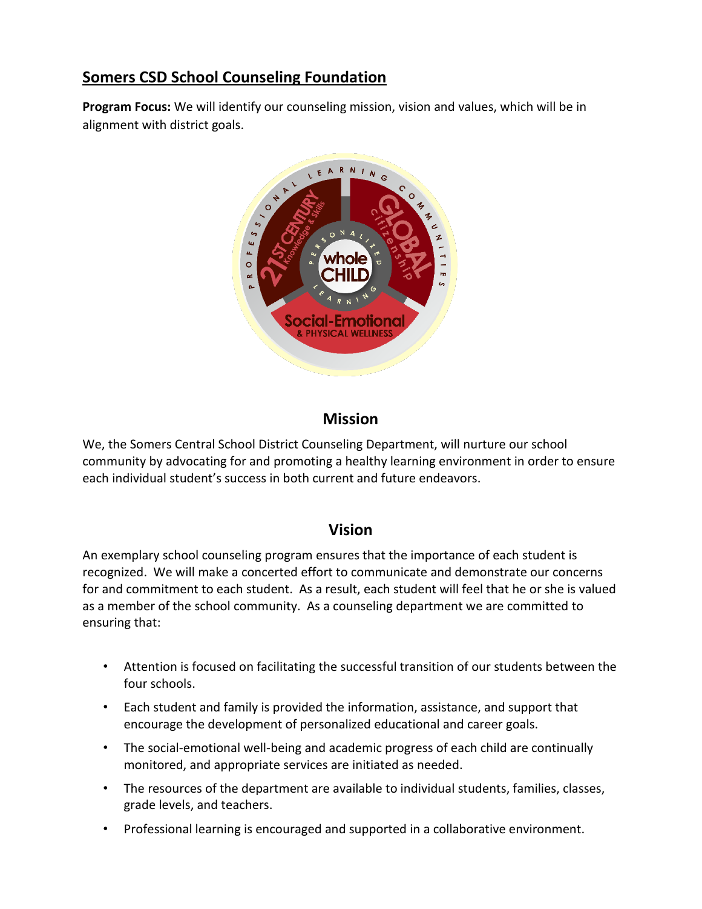## Somers CSD School Counseling Foundation

**Program Focus:** We will identify our counseling mission, vision and values, which will be in alignment with district goals.

### Mission

We, the Somers Central School District Counseling Department, will nurture our school community by advocating for and promoting a healthy learning environment in order to ensure each individual student's success in both current and future endeavors.

### Vision

An exemplary school counseling program ensures that the importance of each student is recognized. We will make a concerted effort to communicate and demonstrate our concerns for and commitment to each student. As a result, each student will feel that he or she is valued as a member of the school community. As a counseling department we are committed to ensuring that:

- Attention is focused on facilitating the successful transition of our students between the four schools.
- Each student and family is provided the information, assistance, and support that encourage the development of personalized educational and career goals.
- The social-emotional well-being and academic progress of each child are continually monitored, and appropriate services are initiated as needed.
- The resources of the department are available to individual students, families, classes, grade levels, and teachers.
- Professional learning is encouraged and supported in a collaborative environment.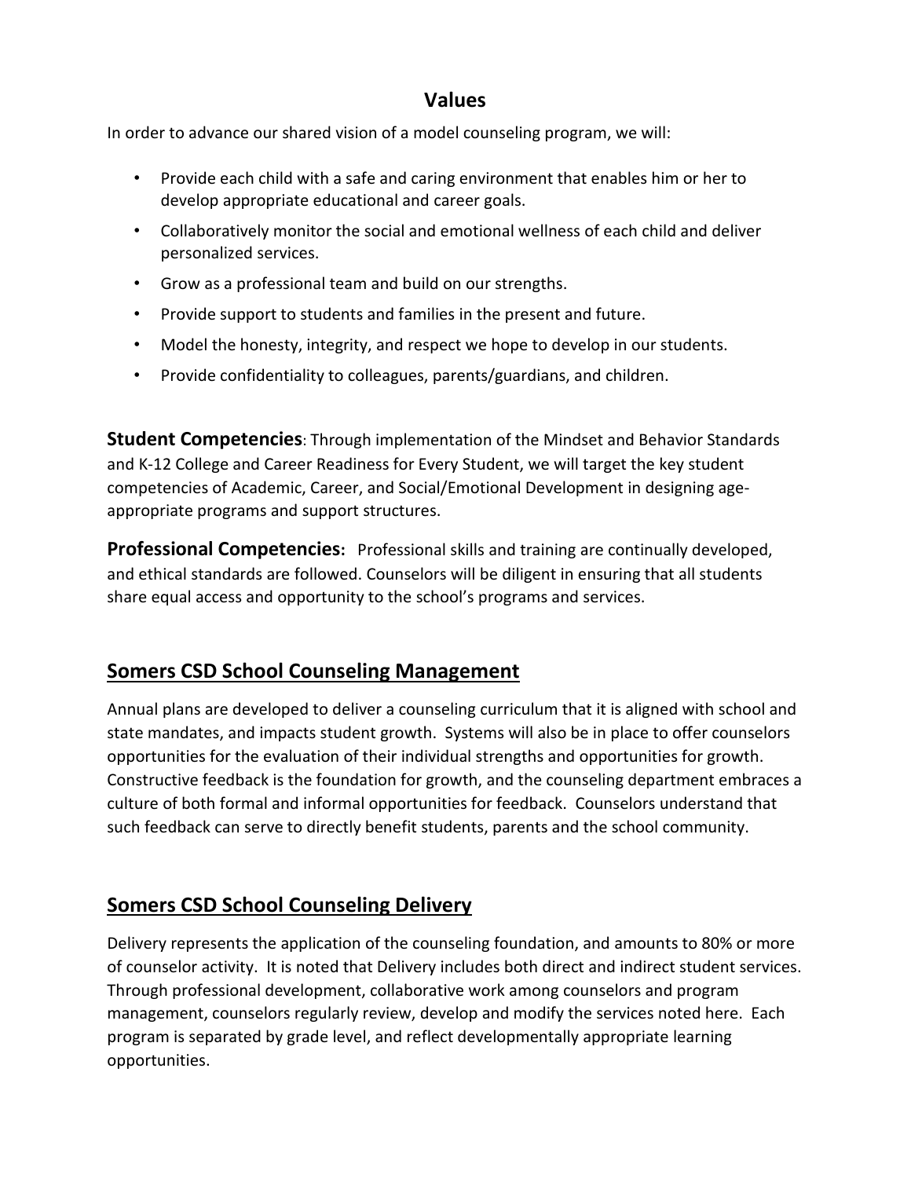## Values

In order to advance our shared vision of a model counseling program, we will:

- Provide each child with a safe and caring environment that enables him or her to develop appropriate educational and career goals.
- Collaboratively monitor the social and emotional wellness of each child and deliver personalized services.
- Grow as a professional team and build on our strengths.
- Provide support to students and families in the present and future.
- Model the honesty, integrity, and respect we hope to develop in our students.
- Provide confidentiality to colleagues, parents/guardians, and children.

**Student Competencies**: Through implementation of the Mindset and Behavior Standards and K-12 College and Career Readiness for Every Student, we will target the key student competencies of Academic, Career, and Social/Emotional Development in designing age-appropriate programs and support structures.

**Professional Competencies:** Professional skills and training are continually developed, and ethical standards are followed. Counselors will be diligent in ensuring that all students share equal access and opportunity to the school's programs and services.

## Somers CSD School Counseling Management

Annual plans are developed to deliver a counseling curriculum that it is aligned with school and state mandates, and impacts student growth. Systems will also be in place to offer counselors opportunities for the evaluation of their individual strengths and opportunities for growth. Constructive feedback is the foundation for growth, and the counseling department embraces a culture of both formal and informal opportunities for feedback. Counselors understand that such feedback can serve to directly benefit students, parents and the school community.

## Somers CSD School Counseling Delivery

Delivery represents the application of the counseling foundation, and amounts to 80% or more of counselor activity. It is noted that Delivery includes both direct and indirect student services. Through professional development, collaborative work among counselors and program management, counselors regularly review, develop and modify the services noted here. Each program is separated by grade level, and reflect developmentally appropriate learning opportunities.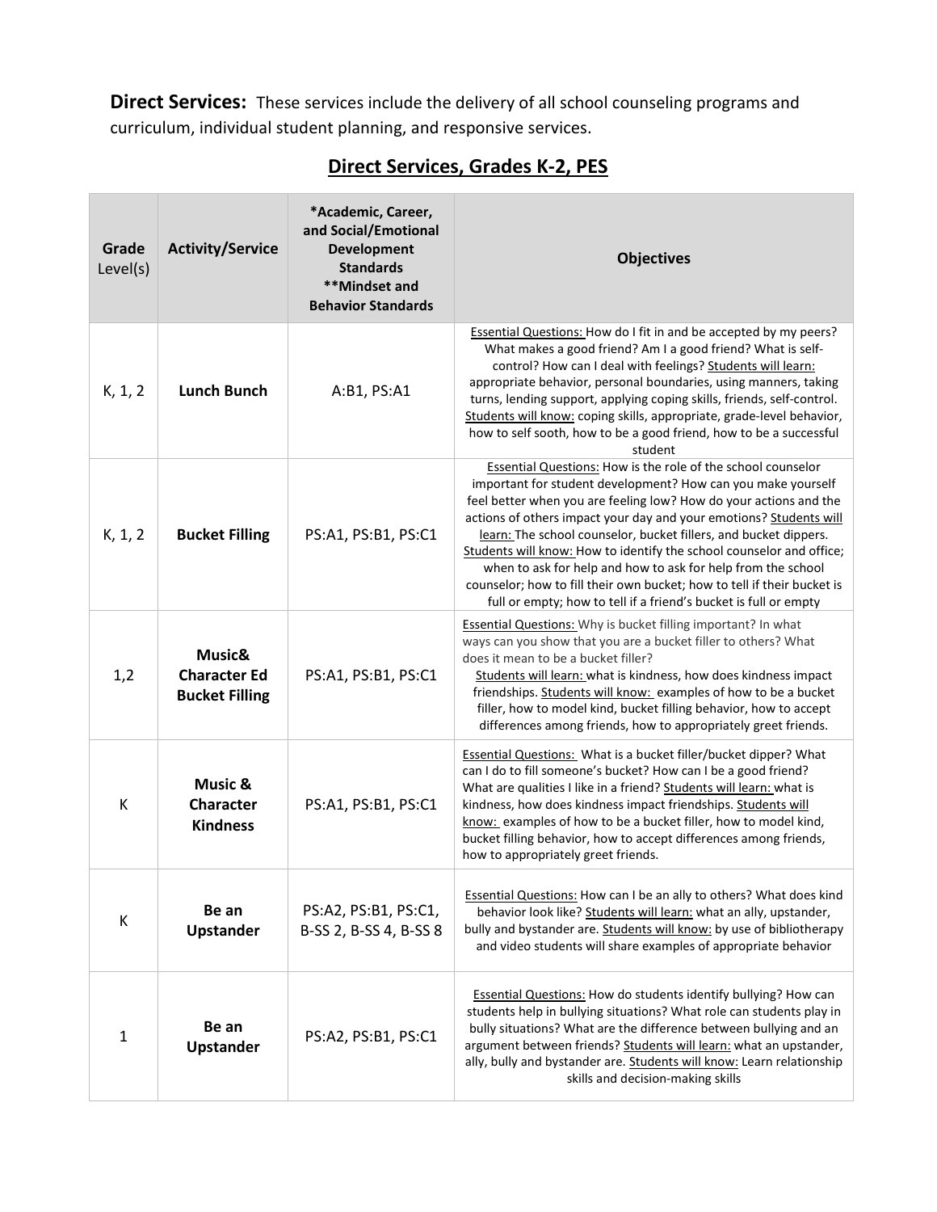**Direct Services:** These services include the delivery of all school counseling programs and curriculum, individual student planning, and responsive services.

## Direct Services, Grades K-2, PES

| **Grade** Level(s) | **Activity/Service** | **\*Academic, Career, and Social/Emotional Development Standards \*\*Mindset and Behavior Standards** | **Objectives** |
|---|---|---|---|
| K, 1, 2 | **Lunch Bunch** | A:B1, PS:A1 | Essential Questions: How do I fit in and be accepted by my peers? What makes a good friend? Am I a good friend? What is self-control? How can I deal with feelings? Students will learn: appropriate behavior, personal boundaries, using manners, taking turns, lending support, applying coping skills, friends, self-control. Students will know: coping skills, appropriate, grade-level behavior, how to self sooth, how to be a good friend, how to be a successful student |
| K, 1, 2 | **Bucket Filling** | PS:A1, PS:B1, PS:C1 | Essential Questions: How is the role of the school counselor important for student development? How can you make yourself feel better when you are feeling low? How do your actions and the actions of others impact your day and your emotions? Students will learn: The school counselor, bucket fillers, and bucket dippers. Students will know: How to identify the school counselor and office; when to ask for help and how to ask for help from the school counselor; how to fill their own bucket; how to tell if their bucket is full or empty; how to tell if a friend's bucket is full or empty |
| 1,2 | **Music& Character Ed Bucket Filling** | PS:A1, PS:B1, PS:C1 | Essential Questions: Why is bucket filling important? In what ways can you show that you are a bucket filler to others? What does it mean to be a bucket filler? Students will learn: what is kindness, how does kindness impact friendships. Students will know: examples of how to be a bucket filler, how to model kind, bucket filling behavior, how to accept differences among friends, how to appropriately greet friends. |
| K | **Music & Character Kindness** | PS:A1, PS:B1, PS:C1 | Essential Questions: What is a bucket filler/bucket dipper? What can I do to fill someone's bucket? How can I be a good friend? What are qualities I like in a friend? Students will learn: what is kindness, how does kindness impact friendships. Students will know: examples of how to be a bucket filler, how to model kind, bucket filling behavior, how to accept differences among friends, how to appropriately greet friends. |
| K | **Be an Upstander** | PS:A2, PS:B1, PS:C1, B-SS 2, B-SS 4, B-SS 8 | Essential Questions: How can I be an ally to others? What does kind behavior look like? Students will learn: what an ally, upstander, bully and bystander are. Students will know: by use of bibliotherapy and video students will share examples of appropriate behavior |
| 1 | **Be an Upstander** | PS:A2, PS:B1, PS:C1 | Essential Questions: How do students identify bullying? How can students help in bullying situations? What role can students play in bully situations? What are the difference between bullying and an argument between friends? Students will learn: what an upstander, ally, bully and bystander are. Students will know: Learn relationship skills and decision-making skills |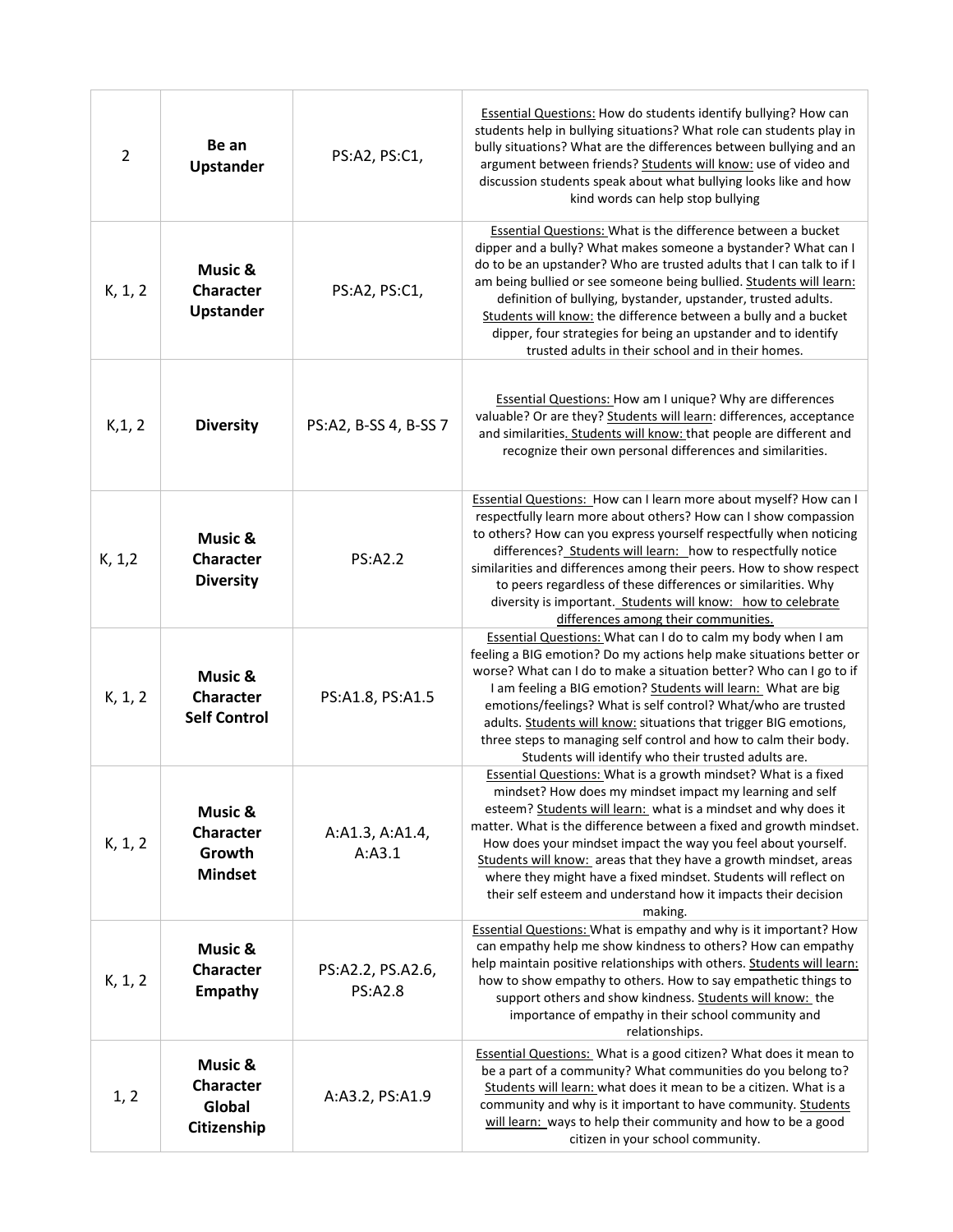| | | | |
|---|---|---|---|
| 2 | **Be an Upstander** | PS:A2, PS:C1, | Essential Questions: How do students identify bullying? How can students help in bullying situations? What role can students play in bully situations? What are the differences between bullying and an argument between friends? Students will know: use of video and discussion students speak about what bullying looks like and how kind words can help stop bullying |
| K, 1, 2 | **Music & Character Upstander** | PS:A2, PS:C1, | Essential Questions: What is the difference between a bucket dipper and a bully? What makes someone a bystander? What can I do to be an upstander? Who are trusted adults that I can talk to if I am being bullied or see someone being bullied. Students will learn: definition of bullying, bystander, upstander, trusted adults. Students will know: the difference between a bully and a bucket dipper, four strategies for being an upstander and to identify trusted adults in their school and in their homes. |
| K,1, 2 | **Diversity** | PS:A2, B-SS 4, B-SS 7 | Essential Questions: How am I unique? Why are differences valuable? Or are they? Students will learn: differences, acceptance and similarities. Students will know: that people are different and recognize their own personal differences and similarities. |
| K, 1,2 | **Music & Character Diversity** | PS:A2.2 | Essential Questions: How can I learn more about myself? How can I respectfully learn more about others? How can I show compassion to others? How can you express yourself respectfully when noticing differences? Students will learn: how to respectfully notice similarities and differences among their peers. How to show respect to peers regardless of these differences or similarities. Why diversity is important. Students will know: how to celebrate differences among their communities. |
| K, 1, 2 | **Music & Character Self Control** | PS:A1.8, PS:A1.5 | Essential Questions: What can I do to calm my body when I am feeling a BIG emotion? Do my actions help make situations better or worse? What can I do to make a situation better? Who can I go to if I am feeling a BIG emotion? Students will learn: What are big emotions/feelings? What is self control? What/who are trusted adults. Students will know: situations that trigger BIG emotions, three steps to managing self control and how to calm their body. Students will identify who their trusted adults are. |
| K, 1, 2 | **Music & Character Growth Mindset** | A:A1.3, A:A1.4, A:A3.1 | Essential Questions: What is a growth mindset? What is a fixed mindset? How does my mindset impact my learning and self esteem? Students will learn: what is a mindset and why does it matter. What is the difference between a fixed and growth mindset. How does your mindset impact the way you feel about yourself. Students will know: areas that they have a growth mindset, areas where they might have a fixed mindset. Students will reflect on their self esteem and understand how it impacts their decision making. |
| K, 1, 2 | **Music & Character Empathy** | PS:A2.2, PS.A2.6, PS:A2.8 | Essential Questions: What is empathy and why is it important? How can empathy help me show kindness to others? How can empathy help maintain positive relationships with others. Students will learn: how to show empathy to others. How to say empathetic things to support others and show kindness. Students will know: the importance of empathy in their school community and relationships. |
| 1, 2 | **Music & Character Global Citizenship** | A:A3.2, PS:A1.9 | Essential Questions: What is a good citizen? What does it mean to be a part of a community? What communities do you belong to? Students will learn: what does it mean to be a citizen. What is a community and why is it important to have community. Students will learn: ways to help their community and how to be a good citizen in your school community. |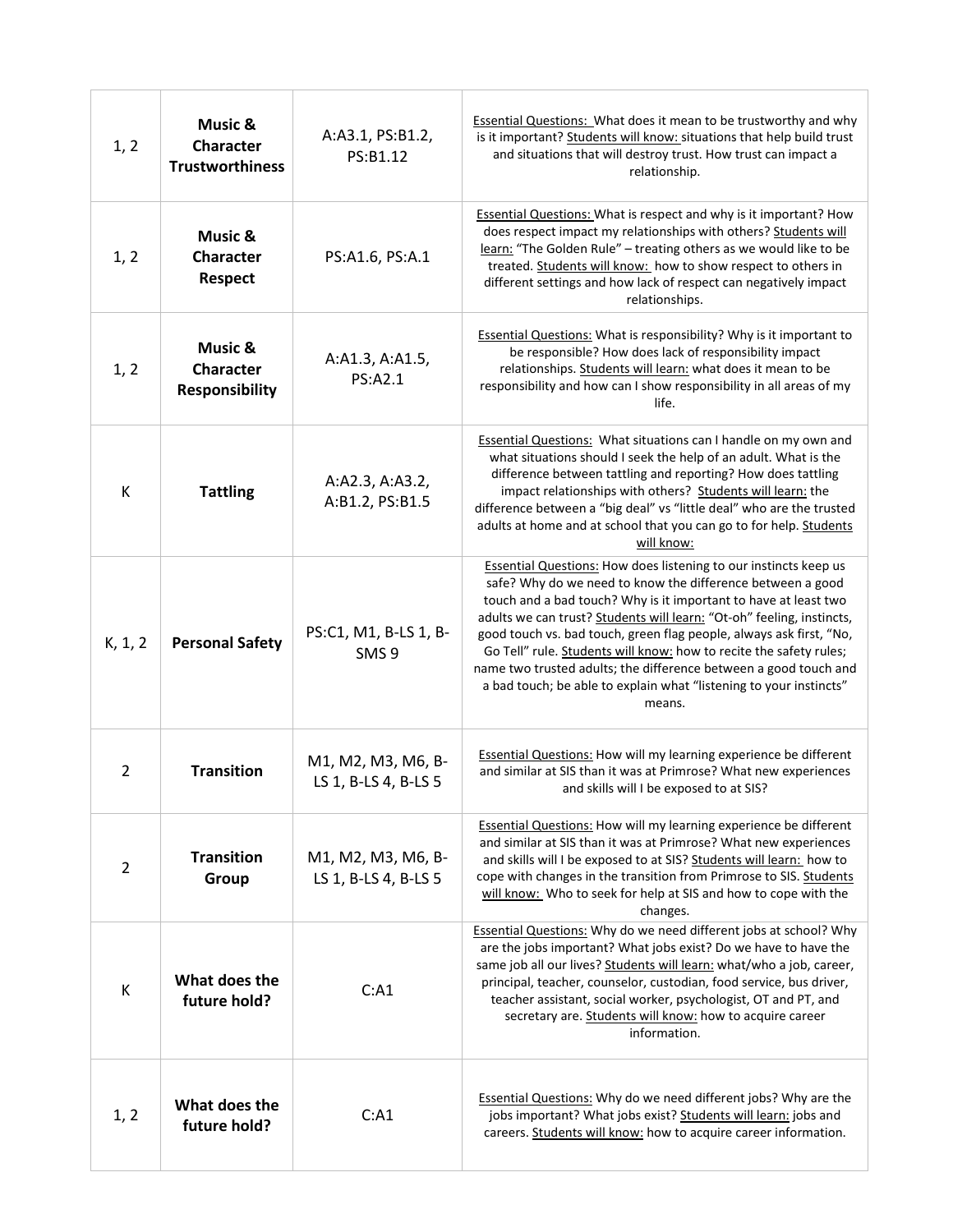| | | | |
|---|---|---|---|
| 1, 2 | **Music & Character Trustworthiness** | A:A3.1, PS:B1.2, PS:B1.12 | Essential Questions: What does it mean to be trustworthy and why is it important? Students will know: situations that help build trust and situations that will destroy trust. How trust can impact a relationship. |
| 1, 2 | **Music & Character Respect** | PS:A1.6, PS:A.1 | Essential Questions: What is respect and why is it important? How does respect impact my relationships with others? Students will learn: "The Golden Rule" – treating others as we would like to be treated. Students will know: how to show respect to others in different settings and how lack of respect can negatively impact relationships. |
| 1, 2 | **Music & Character Responsibility** | A:A1.3, A:A1.5, PS:A2.1 | Essential Questions: What is responsibility? Why is it important to be responsible? How does lack of responsibility impact relationships. Students will learn: what does it mean to be responsibility and how can I show responsibility in all areas of my life. |
| K | **Tattling** | A:A2.3, A:A3.2, A:B1.2, PS:B1.5 | Essential Questions: What situations can I handle on my own and what situations should I seek the help of an adult. What is the difference between tattling and reporting? How does tattling impact relationships with others? Students will learn: the difference between a "big deal" vs "little deal" who are the trusted adults at home and at school that you can go to for help. Students will know: |
| K, 1, 2 | **Personal Safety** | PS:C1, M1, B-LS 1, B-SMS 9 | Essential Questions: How does listening to our instincts keep us safe? Why do we need to know the difference between a good touch and a bad touch? Why is it important to have at least two adults we can trust? Students will learn: "Ot-oh" feeling, instincts, good touch vs. bad touch, green flag people, always ask first, "No, Go Tell" rule. Students will know: how to recite the safety rules; name two trusted adults; the difference between a good touch and a bad touch; be able to explain what "listening to your instincts" means. |
| 2 | **Transition** | M1, M2, M3, M6, B-LS 1, B-LS 4, B-LS 5 | Essential Questions: How will my learning experience be different and similar at SIS than it was at Primrose? What new experiences and skills will I be exposed to at SIS? |
| 2 | **Transition Group** | M1, M2, M3, M6, B-LS 1, B-LS 4, B-LS 5 | Essential Questions: How will my learning experience be different and similar at SIS than it was at Primrose? What new experiences and skills will I be exposed to at SIS? Students will learn: how to cope with changes in the transition from Primrose to SIS. Students will know: Who to seek for help at SIS and how to cope with the changes. |
| K | **What does the future hold?** | C:A1 | Essential Questions: Why do we need different jobs at school? Why are the jobs important? What jobs exist? Do we have to have the same job all our lives? Students will learn: what/who a job, career, principal, teacher, counselor, custodian, food service, bus driver, teacher assistant, social worker, psychologist, OT and PT, and secretary are. Students will know: how to acquire career information. |
| 1, 2 | **What does the future hold?** | C:A1 | Essential Questions: Why do we need different jobs? Why are the jobs important? What jobs exist? Students will learn: jobs and careers. Students will know: how to acquire career information. |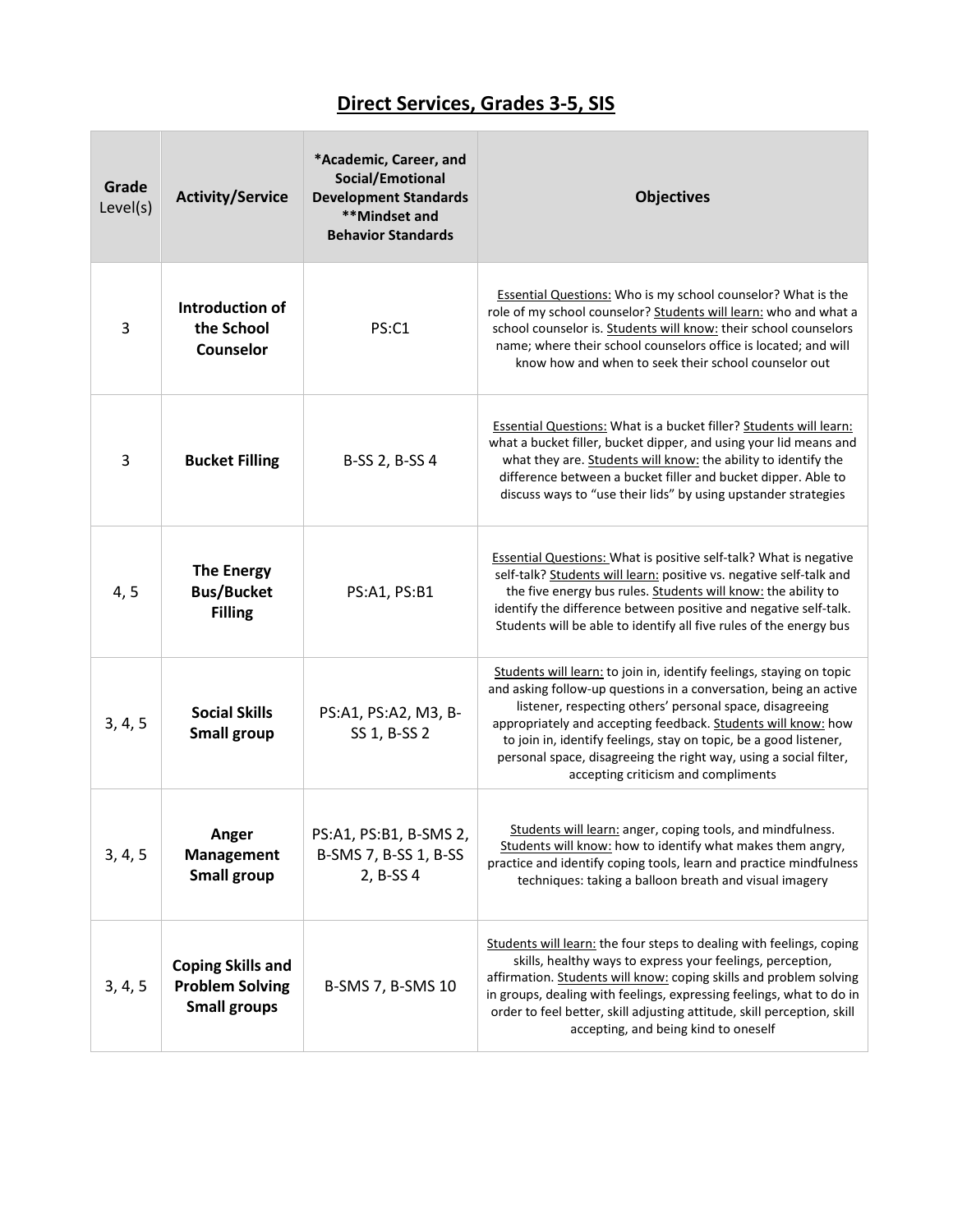# <u>Direct Services, Grades 3-5, SIS</u>

| Grade Level(s) | Activity/Service | *Academic, Career, and Social/Emotional Development Standards **Mindset and Behavior Standards | Objectives |
|---|---|---|---|
| 3 | **Introduction of the School Counselor** | PS:C1 | <u>Essential Questions:</u> Who is my school counselor? What is the role of my school counselor? <u>Students will learn:</u> who and what a school counselor is. <u>Students will know:</u> their school counselors name; where their school counselors office is located; and will know how and when to seek their school counselor out |
| 3 | **Bucket Filling** | B-SS 2, B-SS 4 | <u>Essential Questions:</u> What is a bucket filler? <u>Students will learn:</u> what a bucket filler, bucket dipper, and using your lid means and what they are. <u>Students will know:</u> the ability to identify the difference between a bucket filler and bucket dipper. Able to discuss ways to "use their lids" by using upstander strategies |
| 4, 5 | **The Energy Bus/Bucket Filling** | PS:A1, PS:B1 | <u>Essential Questions:</u> What is positive self-talk? What is negative self-talk? <u>Students will learn:</u> positive vs. negative self-talk and the five energy bus rules. <u>Students will know:</u> the ability to identify the difference between positive and negative self-talk. Students will be able to identify all five rules of the energy bus |
| 3, 4, 5 | **Social Skills Small group** | PS:A1, PS:A2, M3, B-SS 1, B-SS 2 | <u>Students will learn:</u> to join in, identify feelings, staying on topic and asking follow-up questions in a conversation, being an active listener, respecting others' personal space, disagreeing appropriately and accepting feedback. <u>Students will know:</u> how to join in, identify feelings, stay on topic, be a good listener, personal space, disagreeing the right way, using a social filter, accepting criticism and compliments |
| 3, 4, 5 | **Anger Management Small group** | PS:A1, PS:B1, B-SMS 2, B-SMS 7, B-SS 1, B-SS 2, B-SS 4 | <u>Students will learn:</u> anger, coping tools, and mindfulness. <u>Students will know:</u> how to identify what makes them angry, practice and identify coping tools, learn and practice mindfulness techniques: taking a balloon breath and visual imagery |
| 3, 4, 5 | **Coping Skills and Problem Solving Small groups** | B-SMS 7, B-SMS 10 | <u>Students will learn:</u> the four steps to dealing with feelings, coping skills, healthy ways to express your feelings, perception, affirmation. <u>Students will know:</u> coping skills and problem solving in groups, dealing with feelings, expressing feelings, what to do in order to feel better, skill adjusting attitude, skill perception, skill accepting, and being kind to oneself |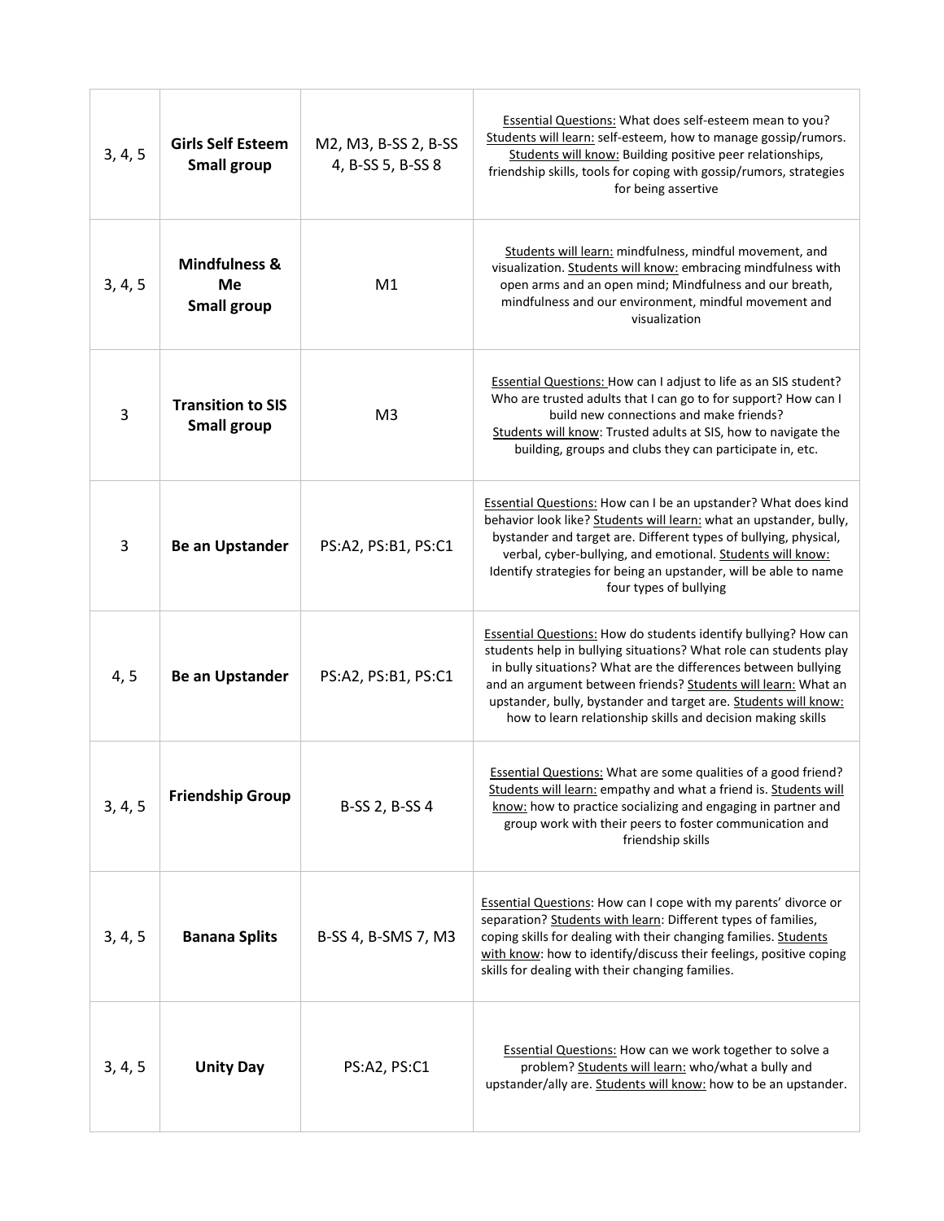| | | | |
|---|---|---|---|
| 3, 4, 5 | **Girls Self Esteem Small group** | M2, M3, B-SS 2, B-SS 4, B-SS 5, B-SS 8 | Essential Questions: What does self-esteem mean to you? Students will learn: self-esteem, how to manage gossip/rumors. Students will know: Building positive peer relationships, friendship skills, tools for coping with gossip/rumors, strategies for being assertive |
| 3, 4, 5 | **Mindfulness & Me Small group** | M1 | Students will learn: mindfulness, mindful movement, and visualization. Students will know: embracing mindfulness with open arms and an open mind; Mindfulness and our breath, mindfulness and our environment, mindful movement and visualization |
| 3 | **Transition to SIS Small group** | M3 | Essential Questions: How can I adjust to life as an SIS student? Who are trusted adults that I can go to for support? How can I build new connections and make friends? Students will know: Trusted adults at SIS, how to navigate the building, groups and clubs they can participate in, etc. |
| 3 | **Be an Upstander** | PS:A2, PS:B1, PS:C1 | Essential Questions: How can I be an upstander? What does kind behavior look like? Students will learn: what an upstander, bully, bystander and target are. Different types of bullying, physical, verbal, cyber-bullying, and emotional. Students will know: Identify strategies for being an upstander, will be able to name four types of bullying |
| 4, 5 | **Be an Upstander** | PS:A2, PS:B1, PS:C1 | Essential Questions: How do students identify bullying? How can students help in bullying situations? What role can students play in bully situations? What are the differences between bullying and an argument between friends? Students will learn: What an upstander, bully, bystander and target are. Students will know: how to learn relationship skills and decision making skills |
| 3, 4, 5 | **Friendship Group** | B-SS 2, B-SS 4 | Essential Questions: What are some qualities of a good friend? Students will learn: empathy and what a friend is. Students will know: how to practice socializing and engaging in partner and group work with their peers to foster communication and friendship skills |
| 3, 4, 5 | **Banana Splits** | B-SS 4, B-SMS 7, M3 | Essential Questions: How can I cope with my parents' divorce or separation? Students with learn: Different types of families, coping skills for dealing with their changing families. Students with know: how to identify/discuss their feelings, positive coping skills for dealing with their changing families. |
| 3, 4, 5 | **Unity Day** | PS:A2, PS:C1 | Essential Questions: How can we work together to solve a problem? Students will learn: who/what a bully and upstander/ally are. Students will know: how to be an upstander. |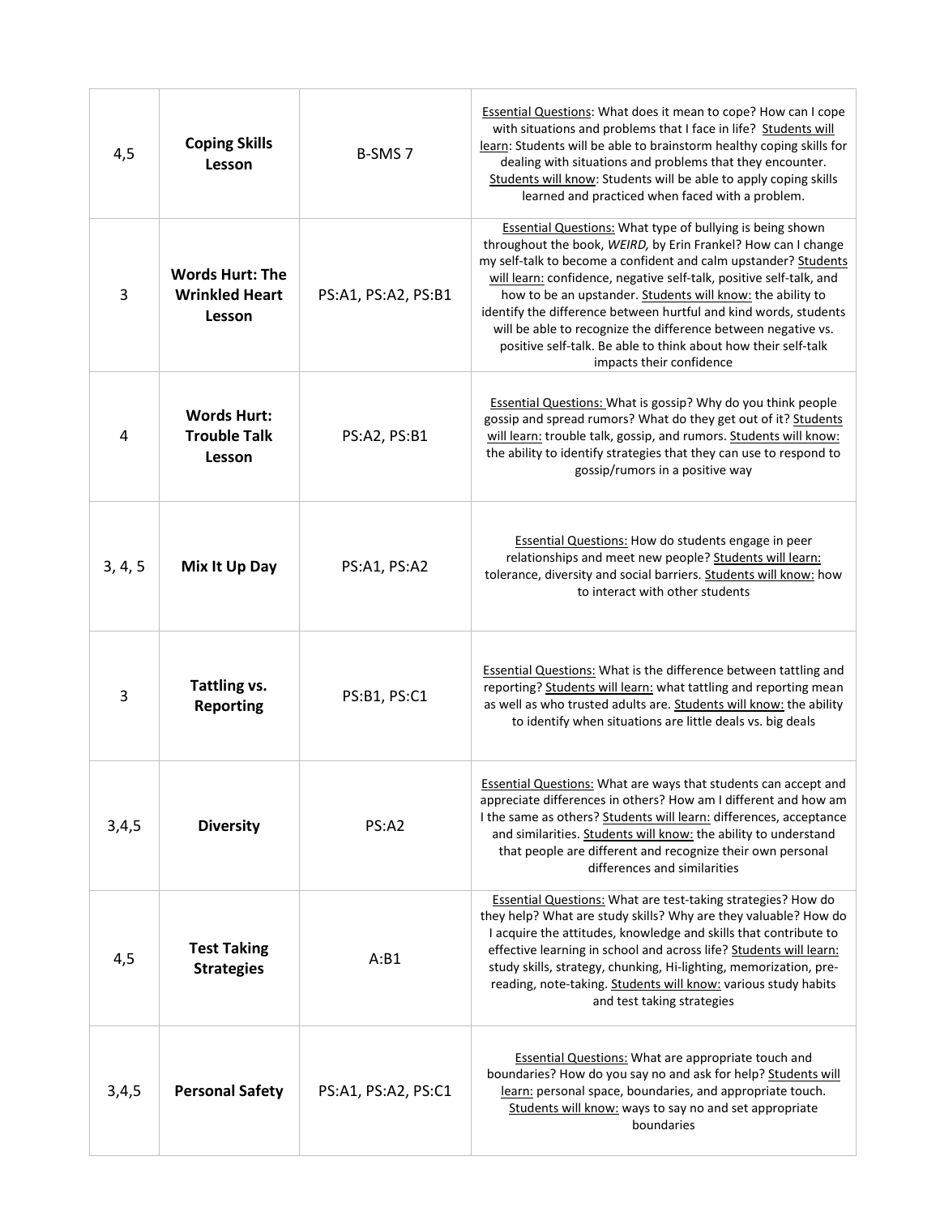| | | | |
|---|---|---|---|
| 4,5 | **Coping Skills Lesson** | B-SMS 7 | Essential Questions: What does it mean to cope? How can I cope with situations and problems that I face in life? Students will learn: Students will be able to brainstorm healthy coping skills for dealing with situations and problems that they encounter. Students will know: Students will be able to apply coping skills learned and practiced when faced with a problem. |
| 3 | **Words Hurt: The Wrinkled Heart Lesson** | PS:A1, PS:A2, PS:B1 | Essential Questions: What type of bullying is being shown throughout the book, *WEIRD*, by Erin Frankel? How can I change my self-talk to become a confident and calm upstander? Students will learn: confidence, negative self-talk, positive self-talk, and how to be an upstander. Students will know: the ability to identify the difference between hurtful and kind words, students will be able to recognize the difference between negative vs. positive self-talk. Be able to think about how their self-talk impacts their confidence |
| 4 | **Words Hurt: Trouble Talk Lesson** | PS:A2, PS:B1 | Essential Questions: What is gossip? Why do you think people gossip and spread rumors? What do they get out of it? Students will learn: trouble talk, gossip, and rumors. Students will know: the ability to identify strategies that they can use to respond to gossip/rumors in a positive way |
| 3, 4, 5 | **Mix It Up Day** | PS:A1, PS:A2 | Essential Questions: How do students engage in peer relationships and meet new people? Students will learn: tolerance, diversity and social barriers. Students will know: how to interact with other students |
| 3 | **Tattling vs. Reporting** | PS:B1, PS:C1 | Essential Questions: What is the difference between tattling and reporting? Students will learn: what tattling and reporting mean as well as who trusted adults are. Students will know: the ability to identify when situations are little deals vs. big deals |
| 3,4,5 | **Diversity** | PS:A2 | Essential Questions: What are ways that students can accept and appreciate differences in others? How am I different and how am I the same as others? Students will learn: differences, acceptance and similarities. Students will know: the ability to understand that people are different and recognize their own personal differences and similarities |
| 4,5 | **Test Taking Strategies** | A:B1 | Essential Questions: What are test-taking strategies? How do they help? What are study skills? Why are they valuable? How do I acquire the attitudes, knowledge and skills that contribute to effective learning in school and across life? Students will learn: study skills, strategy, chunking, Hi-lighting, memorization, pre-reading, note-taking. Students will know: various study habits and test taking strategies |
| 3,4,5 | **Personal Safety** | PS:A1, PS:A2, PS:C1 | Essential Questions: What are appropriate touch and boundaries? How do you say no and ask for help? Students will learn: personal space, boundaries, and appropriate touch. Students will know: ways to say no and set appropriate boundaries |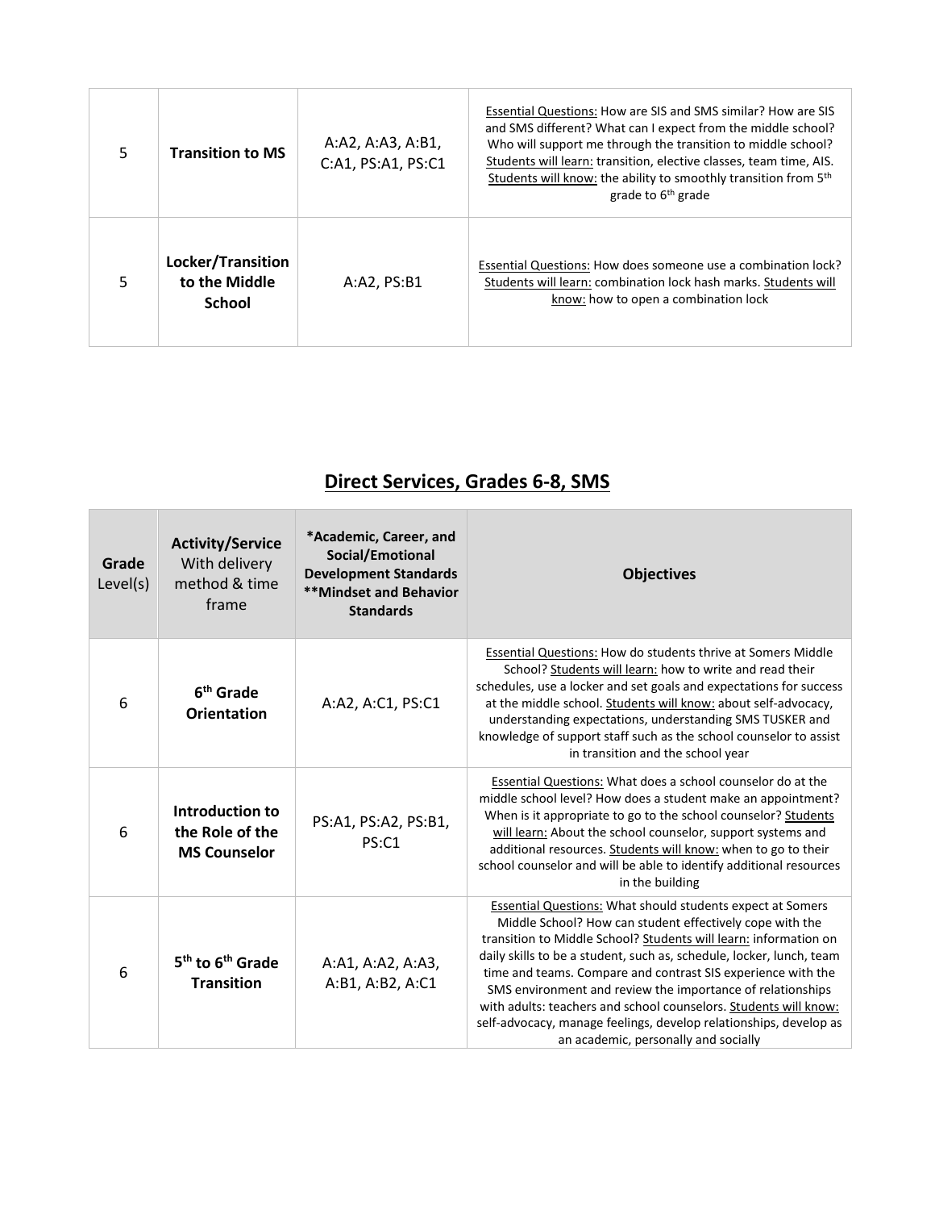| | | | |
|---|---|---|---|
| 5 | **Transition to MS** | A:A2, A:A3, A:B1, C:A1, PS:A1, PS:C1 | Essential Questions: How are SIS and SMS similar? How are SIS and SMS different? What can I expect from the middle school? Who will support me through the transition to middle school? Students will learn: transition, elective classes, team time, AIS. Students will know: the ability to smoothly transition from 5th grade to 6th grade |
| 5 | **Locker/Transition to the Middle School** | A:A2, PS:B1 | Essential Questions: How does someone use a combination lock? Students will learn: combination lock hash marks. Students will know: how to open a combination lock |

## Direct Services, Grades 6-8, SMS

| **Grade** Level(s) | **Activity/Service** With delivery method & time frame | ***Academic, Career, and Social/Emotional Development Standards **Mindset and Behavior Standards** | **Objectives** |
|---|---|---|---|
| 6 | **6th Grade Orientation** | A:A2, A:C1, PS:C1 | Essential Questions: How do students thrive at Somers Middle School? Students will learn: how to write and read their schedules, use a locker and set goals and expectations for success at the middle school. Students will know: about self-advocacy, understanding expectations, understanding SMS TUSKER and knowledge of support staff such as the school counselor to assist in transition and the school year |
| 6 | **Introduction to the Role of the MS Counselor** | PS:A1, PS:A2, PS:B1, PS:C1 | Essential Questions: What does a school counselor do at the middle school level? How does a student make an appointment? When is it appropriate to go to the school counselor? Students will learn: About the school counselor, support systems and additional resources. Students will know: when to go to their school counselor and will be able to identify additional resources in the building |
| 6 | **5th to 6th Grade Transition** | A:A1, A:A2, A:A3, A:B1, A:B2, A:C1 | Essential Questions: What should students expect at Somers Middle School? How can student effectively cope with the transition to Middle School? Students will learn: information on daily skills to be a student, such as, schedule, locker, lunch, team time and teams. Compare and contrast SIS experience with the SMS environment and review the importance of relationships with adults: teachers and school counselors. Students will know: self-advocacy, manage feelings, develop relationships, develop as an academic, personally and socially |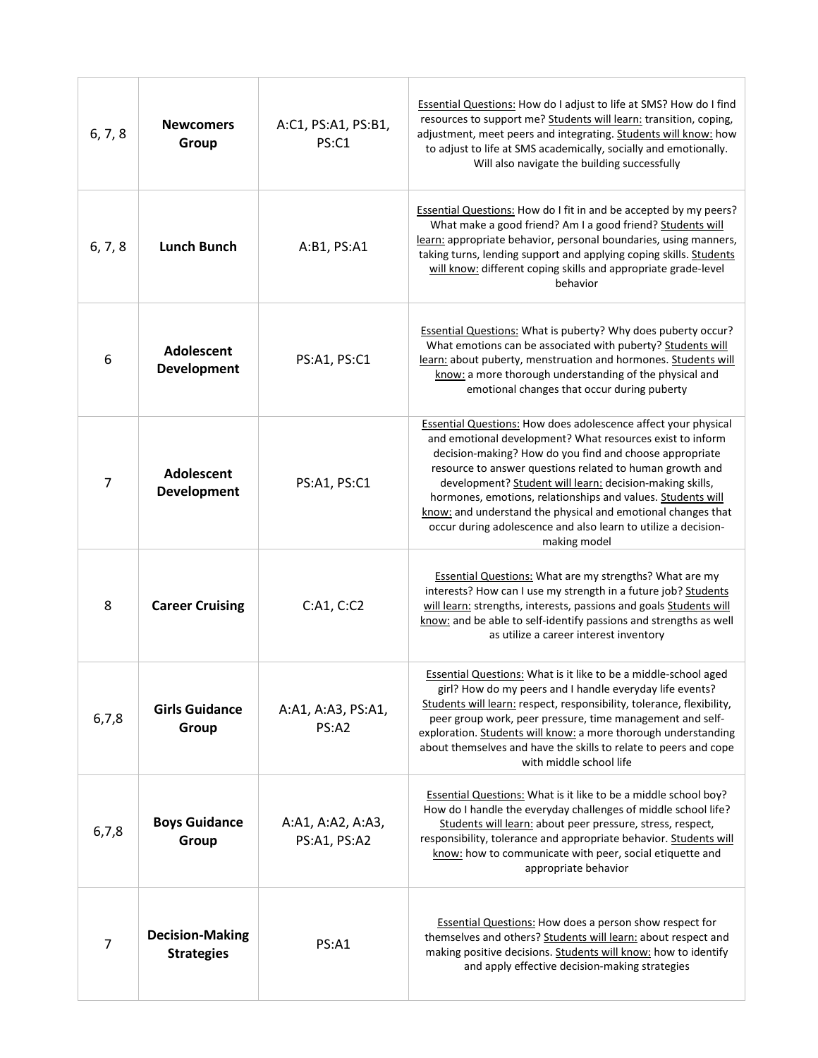| | | | |
|---|---|---|---|
| 6, 7, 8 | **Newcomers Group** | A:C1, PS:A1, PS:B1, PS:C1 | Essential Questions: How do I adjust to life at SMS? How do I find resources to support me? Students will learn: transition, coping, adjustment, meet peers and integrating. Students will know: how to adjust to life at SMS academically, socially and emotionally. Will also navigate the building successfully |
| 6, 7, 8 | **Lunch Bunch** | A:B1, PS:A1 | Essential Questions: How do I fit in and be accepted by my peers? What make a good friend? Am I a good friend? Students will learn: appropriate behavior, personal boundaries, using manners, taking turns, lending support and applying coping skills. Students will know: different coping skills and appropriate grade-level behavior |
| 6 | **Adolescent Development** | PS:A1, PS:C1 | Essential Questions: What is puberty? Why does puberty occur? What emotions can be associated with puberty? Students will learn: about puberty, menstruation and hormones. Students will know: a more thorough understanding of the physical and emotional changes that occur during puberty |
| 7 | **Adolescent Development** | PS:A1, PS:C1 | Essential Questions: How does adolescence affect your physical and emotional development? What resources exist to inform decision-making? How do you find and choose appropriate resource to answer questions related to human growth and development? Student will learn: decision-making skills, hormones, emotions, relationships and values. Students will know: and understand the physical and emotional changes that occur during adolescence and also learn to utilize a decision-making model |
| 8 | **Career Cruising** | C:A1, C:C2 | Essential Questions: What are my strengths? What are my interests? How can I use my strength in a future job? Students will learn: strengths, interests, passions and goals Students will know: and be able to self-identify passions and strengths as well as utilize a career interest inventory |
| 6,7,8 | **Girls Guidance Group** | A:A1, A:A3, PS:A1, PS:A2 | Essential Questions: What is it like to be a middle-school aged girl? How do my peers and I handle everyday life events? Students will learn: respect, responsibility, tolerance, flexibility, peer group work, peer pressure, time management and self-exploration. Students will know: a more thorough understanding about themselves and have the skills to relate to peers and cope with middle school life |
| 6,7,8 | **Boys Guidance Group** | A:A1, A:A2, A:A3, PS:A1, PS:A2 | Essential Questions: What is it like to be a middle school boy? How do I handle the everyday challenges of middle school life? Students will learn: about peer pressure, stress, respect, responsibility, tolerance and appropriate behavior. Students will know: how to communicate with peer, social etiquette and appropriate behavior |
| 7 | **Decision-Making Strategies** | PS:A1 | Essential Questions: How does a person show respect for themselves and others? Students will learn: about respect and making positive decisions. Students will know: how to identify and apply effective decision-making strategies |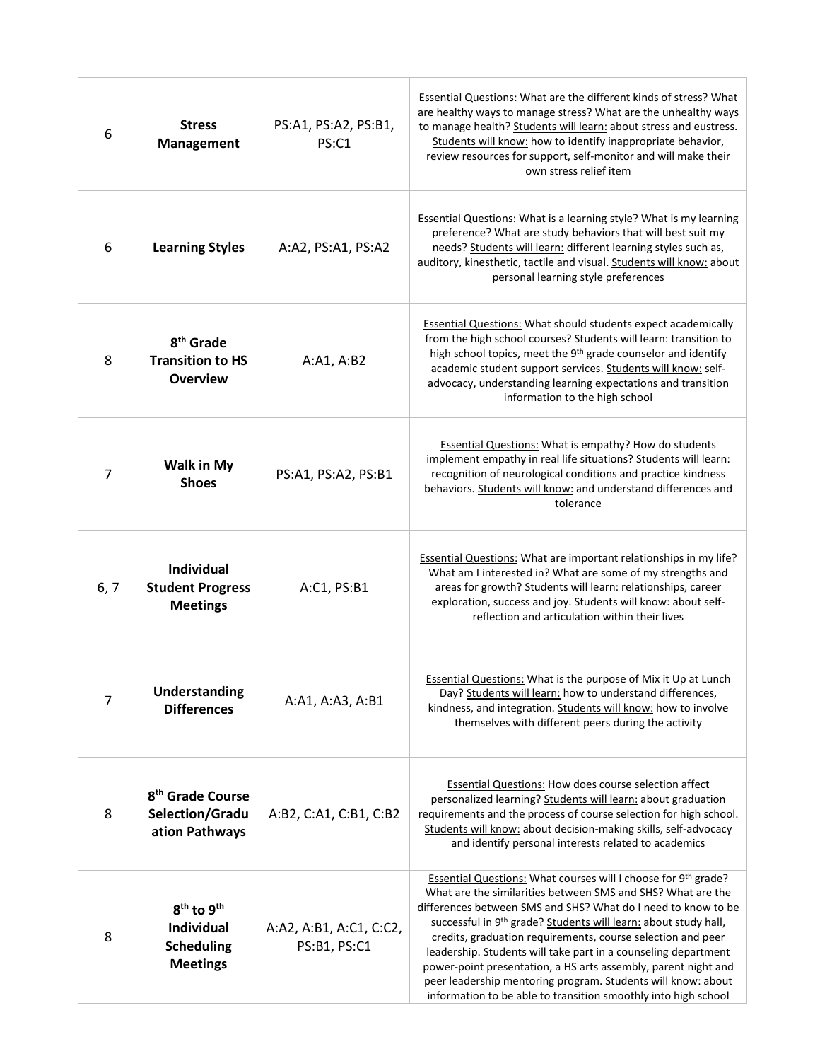| | | | |
|---|---|---|---|
| 6 | **Stress Management** | PS:A1, PS:A2, PS:B1, PS:C1 | Essential Questions: What are the different kinds of stress? What are healthy ways to manage stress? What are the unhealthy ways to manage health? Students will learn: about stress and eustress. Students will know: how to identify inappropriate behavior, review resources for support, self-monitor and will make their own stress relief item |
| 6 | **Learning Styles** | A:A2, PS:A1, PS:A2 | Essential Questions: What is a learning style? What is my learning preference? What are study behaviors that will best suit my needs? Students will learn: different learning styles such as, auditory, kinesthetic, tactile and visual. Students will know: about personal learning style preferences |
| 8 | **8th Grade Transition to HS Overview** | A:A1, A:B2 | Essential Questions: What should students expect academically from the high school courses? Students will learn: transition to high school topics, meet the 9th grade counselor and identify academic student support services. Students will know: self-advocacy, understanding learning expectations and transition information to the high school |
| 7 | **Walk in My Shoes** | PS:A1, PS:A2, PS:B1 | Essential Questions: What is empathy? How do students implement empathy in real life situations? Students will learn: recognition of neurological conditions and practice kindness behaviors. Students will know: and understand differences and tolerance |
| 6, 7 | **Individual Student Progress Meetings** | A:C1, PS:B1 | Essential Questions: What are important relationships in my life? What am I interested in? What are some of my strengths and areas for growth? Students will learn: relationships, career exploration, success and joy. Students will know: about self-reflection and articulation within their lives |
| 7 | **Understanding Differences** | A:A1, A:A3, A:B1 | Essential Questions: What is the purpose of Mix it Up at Lunch Day? Students will learn: how to understand differences, kindness, and integration. Students will know: how to involve themselves with different peers during the activity |
| 8 | **8th Grade Course Selection/Graduation Pathways** | A:B2, C:A1, C:B1, C:B2 | Essential Questions: How does course selection affect personalized learning? Students will learn: about graduation requirements and the process of course selection for high school. Students will know: about decision-making skills, self-advocacy and identify personal interests related to academics |
| 8 | **8th to 9th Individual Scheduling Meetings** | A:A2, A:B1, A:C1, C:C2, PS:B1, PS:C1 | Essential Questions: What courses will I choose for 9th grade? What are the similarities between SMS and SHS? What are the differences between SMS and SHS? What do I need to know to be successful in 9th grade? Students will learn: about study hall, credits, graduation requirements, course selection and peer leadership. Students will take part in a counseling department power-point presentation, a HS arts assembly, parent night and peer leadership mentoring program. Students will know: about information to be able to transition smoothly into high school |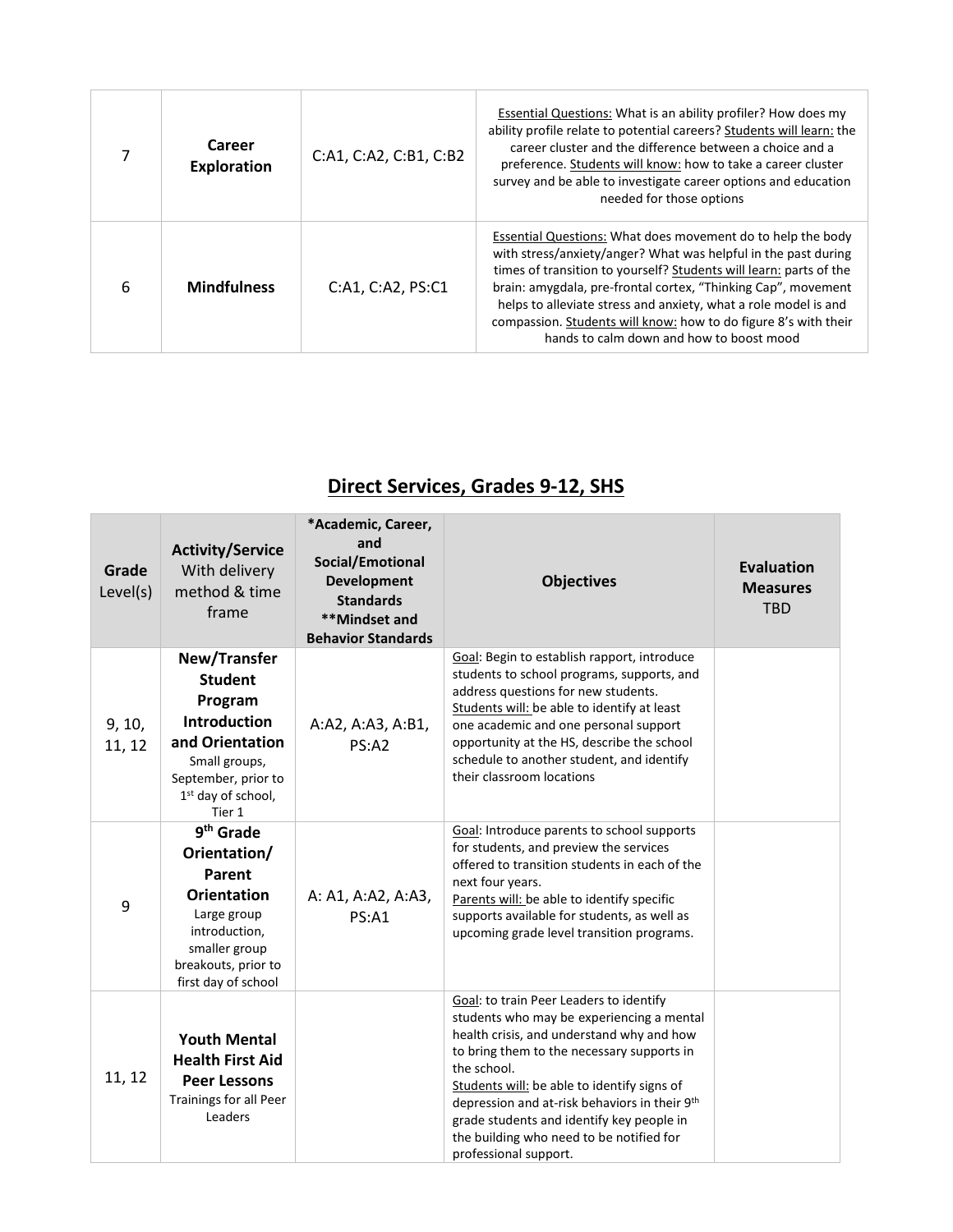| 7 | **Career Exploration** | C:A1, C:A2, C:B1, C:B2 | Essential Questions: What is an ability profiler? How does my ability profile relate to potential careers? Students will learn: the career cluster and the difference between a choice and a preference. Students will know: how to take a career cluster survey and be able to investigate career options and education needed for those options |
|---|---|---|---|
| 6 | **Mindfulness** | C:A1, C:A2, PS:C1 | Essential Questions: What does movement do to help the body with stress/anxiety/anger? What was helpful in the past during times of transition to yourself? Students will learn: parts of the brain: amygdala, pre-frontal cortex, "Thinking Cap", movement helps to alleviate stress and anxiety, what a role model is and compassion. Students will know: how to do figure 8's with their hands to calm down and how to boost mood |

## Direct Services, Grades 9-12, SHS

| **Grade** Level(s) | **Activity/Service** With delivery method & time frame | ***Academic, Career, and Social/Emotional Development Standards **Mindset and Behavior Standards** | **Objectives** | **Evaluation Measures** TBD |
|---|---|---|---|---|
| 9, 10, 11, 12 | **New/Transfer Student Program Introduction and Orientation** Small groups, September, prior to 1st day of school, Tier 1 | A:A2, A:A3, A:B1, PS:A2 | Goal: Begin to establish rapport, introduce students to school programs, supports, and address questions for new students. Students will: be able to identify at least one academic and one personal support opportunity at the HS, describe the school schedule to another student, and identify their classroom locations | |
| 9 | **9th Grade Orientation/ Parent Orientation** Large group introduction, smaller group breakouts, prior to first day of school | A: A1, A:A2, A:A3, PS:A1 | Goal: Introduce parents to school supports for students, and preview the services offered to transition students in each of the next four years. Parents will: be able to identify specific supports available for students, as well as upcoming grade level transition programs. | |
| 11, 12 | **Youth Mental Health First Aid Peer Lessons** Trainings for all Peer Leaders | | Goal: to train Peer Leaders to identify students who may be experiencing a mental health crisis, and understand why and how to bring them to the necessary supports in the school. Students will: be able to identify signs of depression and at-risk behaviors in their 9th grade students and identify key people in the building who need to be notified for professional support. | |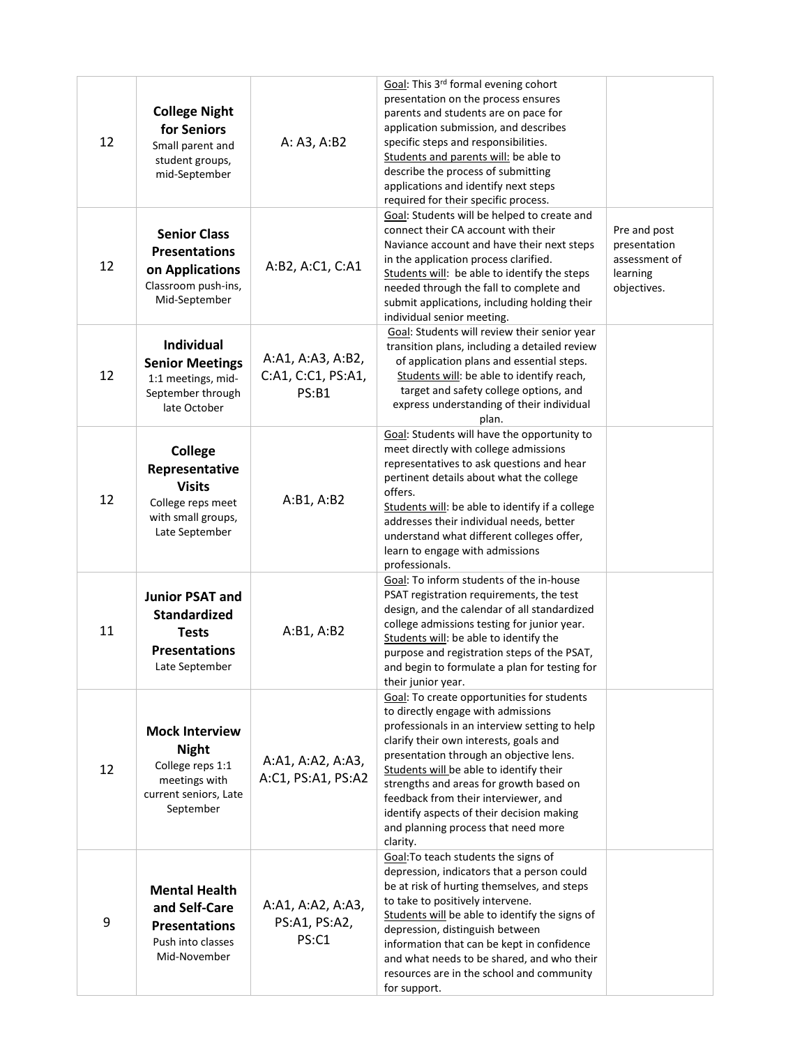| | | | | |
|---|---|---|---|---|
| 12 | **College Night for Seniors** Small parent and student groups, mid-September | A: A3, A:B2 | Goal: This 3rd formal evening cohort presentation on the process ensures parents and students are on pace for application submission, and describes specific steps and responsibilities. Students and parents will: be able to describe the process of submitting applications and identify next steps required for their specific process. | |
| 12 | **Senior Class Presentations on Applications** Classroom push-ins, Mid-September | A:B2, A:C1, C:A1 | Goal: Students will be helped to create and connect their CA account with their Naviance account and have their next steps in the application process clarified. Students will: be able to identify the steps needed through the fall to complete and submit applications, including holding their individual senior meeting. | Pre and post presentation assessment of learning objectives. |
| 12 | **Individual Senior Meetings** 1:1 meetings, mid-September through late October | A:A1, A:A3, A:B2, C:A1, C:C1, PS:A1, PS:B1 | Goal: Students will review their senior year transition plans, including a detailed review of application plans and essential steps. Students will: be able to identify reach, target and safety college options, and express understanding of their individual plan. | |
| 12 | **College Representative Visits** College reps meet with small groups, Late September | A:B1, A:B2 | Goal: Students will have the opportunity to meet directly with college admissions representatives to ask questions and hear pertinent details about what the college offers. Students will: be able to identify if a college addresses their individual needs, better understand what different colleges offer, learn to engage with admissions professionals. | |
| 11 | **Junior PSAT and Standardized Tests Presentations** Late September | A:B1, A:B2 | Goal: To inform students of the in-house PSAT registration requirements, the test design, and the calendar of all standardized college admissions testing for junior year. Students will: be able to identify the purpose and registration steps of the PSAT, and begin to formulate a plan for testing for their junior year. | |
| 12 | **Mock Interview Night** College reps 1:1 meetings with current seniors, Late September | A:A1, A:A2, A:A3, A:C1, PS:A1, PS:A2 | Goal: To create opportunities for students to directly engage with admissions professionals in an interview setting to help clarify their own interests, goals and presentation through an objective lens. Students will be able to identify their strengths and areas for growth based on feedback from their interviewer, and identify aspects of their decision making and planning process that need more clarity. | |
| 9 | **Mental Health and Self-Care Presentations** Push into classes Mid-November | A:A1, A:A2, A:A3, PS:A1, PS:A2, PS:C1 | Goal:To teach students the signs of depression, indicators that a person could be at risk of hurting themselves, and steps to take to positively intervene. Students will be able to identify the signs of depression, distinguish between information that can be kept in confidence and what needs to be shared, and who their resources are in the school and community for support. | |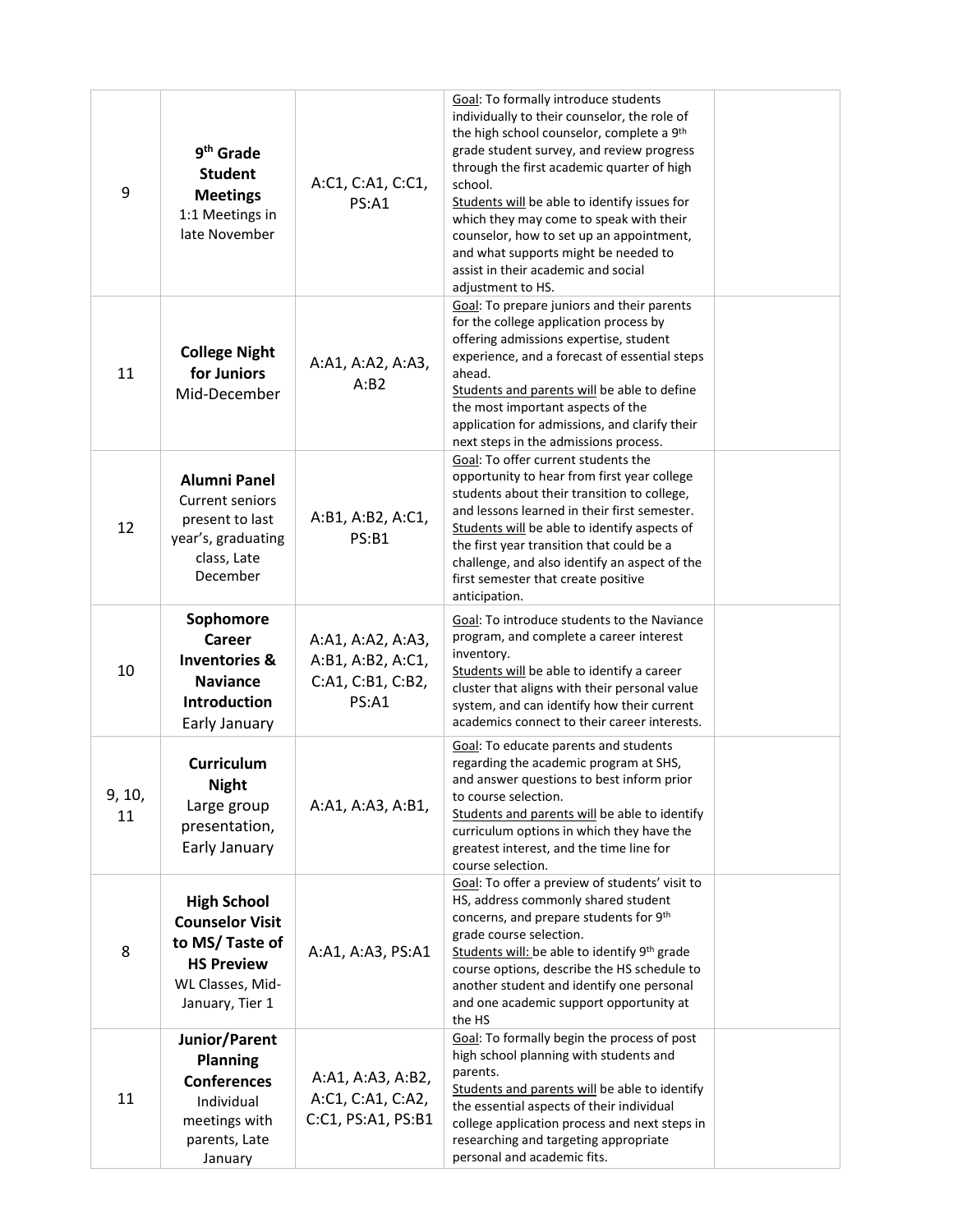| | | | | |
|---|---|---|---|---|
| 9 | **9th Grade Student Meetings** 1:1 Meetings in late November | A:C1, C:A1, C:C1, PS:A1 | Goal: To formally introduce students individually to their counselor, the role of the high school counselor, complete a 9th grade student survey, and review progress through the first academic quarter of high school. Students will be able to identify issues for which they may come to speak with their counselor, how to set up an appointment, and what supports might be needed to assist in their academic and social adjustment to HS. | |
| 11 | **College Night for Juniors** Mid-December | A:A1, A:A2, A:A3, A:B2 | Goal: To prepare juniors and their parents for the college application process by offering admissions expertise, student experience, and a forecast of essential steps ahead. Students and parents will be able to define the most important aspects of the application for admissions, and clarify their next steps in the admissions process. | |
| 12 | **Alumni Panel** Current seniors present to last year's, graduating class, Late December | A:B1, A:B2, A:C1, PS:B1 | Goal: To offer current students the opportunity to hear from first year college students about their transition to college, and lessons learned in their first semester. Students will be able to identify aspects of the first year transition that could be a challenge, and also identify an aspect of the first semester that create positive anticipation. | |
| 10 | **Sophomore Career Inventories & Naviance Introduction** Early January | A:A1, A:A2, A:A3, A:B1, A:B2, A:C1, C:A1, C:B1, C:B2, PS:A1 | Goal: To introduce students to the Naviance program, and complete a career interest inventory. Students will be able to identify a career cluster that aligns with their personal value system, and can identify how their current academics connect to their career interests. | |
| 9, 10, 11 | **Curriculum Night** Large group presentation, Early January | A:A1, A:A3, A:B1, | Goal: To educate parents and students regarding the academic program at SHS, and answer questions to best inform prior to course selection. Students and parents will be able to identify curriculum options in which they have the greatest interest, and the time line for course selection. | |
| 8 | **High School Counselor Visit to MS/ Taste of HS Preview** WL Classes, Mid-January, Tier 1 | A:A1, A:A3, PS:A1 | Goal: To offer a preview of students' visit to HS, address commonly shared student concerns, and prepare students for 9th grade course selection. Students will: be able to identify 9th grade course options, describe the HS schedule to another student and identify one personal and one academic support opportunity at the HS | |
| 11 | **Junior/Parent Planning Conferences** Individual meetings with parents, Late January | A:A1, A:A3, A:B2, A:C1, C:A1, C:A2, C:C1, PS:A1, PS:B1 | Goal: To formally begin the process of post high school planning with students and parents. Students and parents will be able to identify the essential aspects of their individual college application process and next steps in researching and targeting appropriate personal and academic fits. | |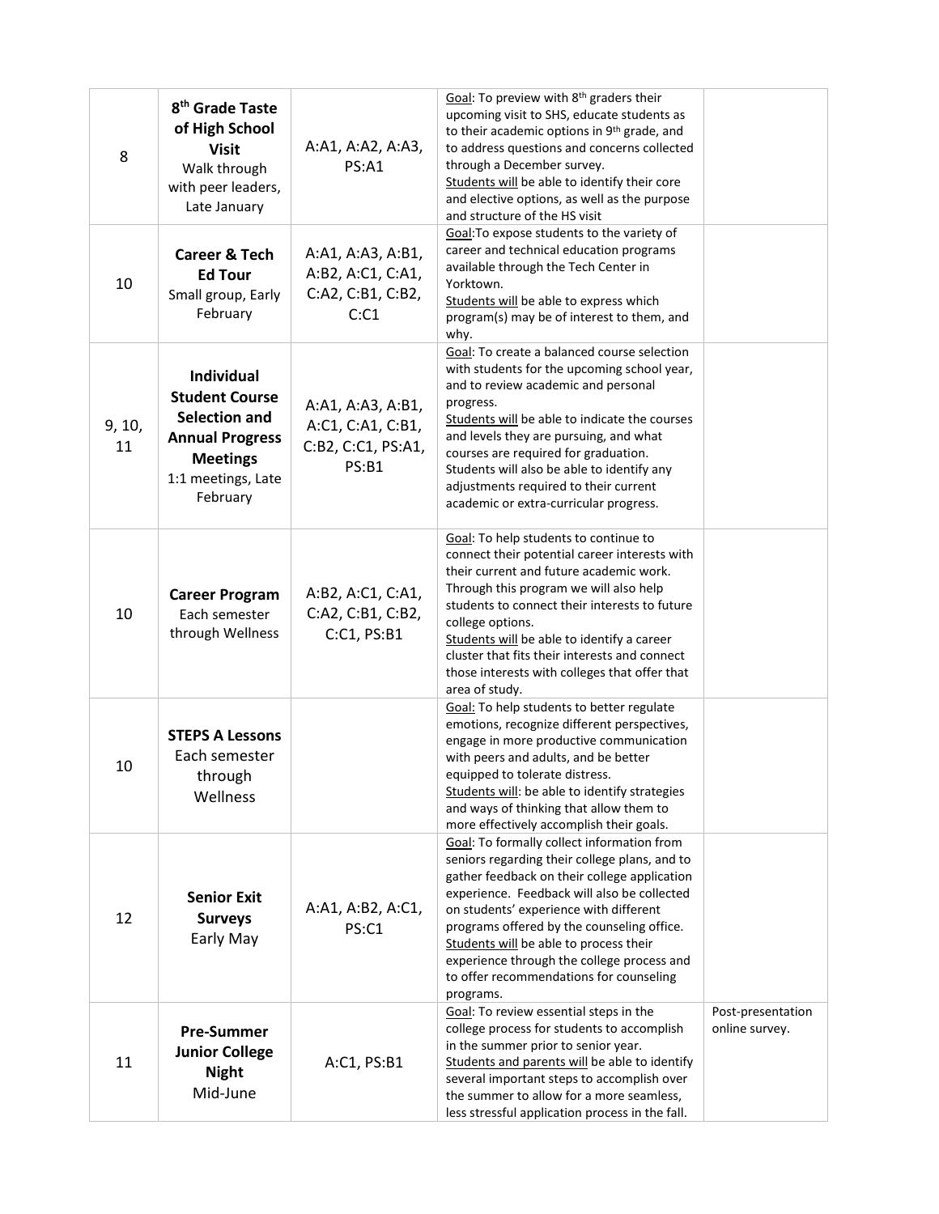| 8 | **8th Grade Taste of High School Visit** Walk through with peer leaders, Late January | A:A1, A:A2, A:A3, PS:A1 | Goal: To preview with 8th graders their upcoming visit to SHS, educate students as to their academic options in 9th grade, and to address questions and concerns collected through a December survey. Students will be able to identify their core and elective options, as well as the purpose and structure of the HS visit | |
|---|---|---|---|---|
| 10 | **Career & Tech Ed Tour** Small group, Early February | A:A1, A:A3, A:B1, A:B2, A:C1, C:A1, C:A2, C:B1, C:B2, C:C1 | Goal:To expose students to the variety of career and technical education programs available through the Tech Center in Yorktown. Students will be able to express which program(s) may be of interest to them, and why. | |
| 9, 10, 11 | **Individual Student Course Selection and Annual Progress Meetings** 1:1 meetings, Late February | A:A1, A:A3, A:B1, A:C1, C:A1, C:B1, C:B2, C:C1, PS:A1, PS:B1 | Goal: To create a balanced course selection with students for the upcoming school year, and to review academic and personal progress. Students will be able to indicate the courses and levels they are pursuing, and what courses are required for graduation. Students will also be able to identify any adjustments required to their current academic or extra-curricular progress. | |
| 10 | **Career Program** Each semester through Wellness | A:B2, A:C1, C:A1, C:A2, C:B1, C:B2, C:C1, PS:B1 | Goal: To help students to continue to connect their potential career interests with their current and future academic work. Through this program we will also help students to connect their interests to future college options. Students will be able to identify a career cluster that fits their interests and connect those interests with colleges that offer that area of study. | |
| 10 | **STEPS A Lessons** Each semester through Wellness | | Goal: To help students to better regulate emotions, recognize different perspectives, engage in more productive communication with peers and adults, and be better equipped to tolerate distress. Students will: be able to identify strategies and ways of thinking that allow them to more effectively accomplish their goals. | |
| 12 | **Senior Exit Surveys** Early May | A:A1, A:B2, A:C1, PS:C1 | Goal: To formally collect information from seniors regarding their college plans, and to gather feedback on their college application experience. Feedback will also be collected on students' experience with different programs offered by the counseling office. Students will be able to process their experience through the college process and to offer recommendations for counseling programs. | |
| 11 | **Pre-Summer Junior College Night** Mid-June | A:C1, PS:B1 | Goal: To review essential steps in the college process for students to accomplish in the summer prior to senior year. Students and parents will be able to identify several important steps to accomplish over the summer to allow for a more seamless, less stressful application process in the fall. | Post-presentation online survey. |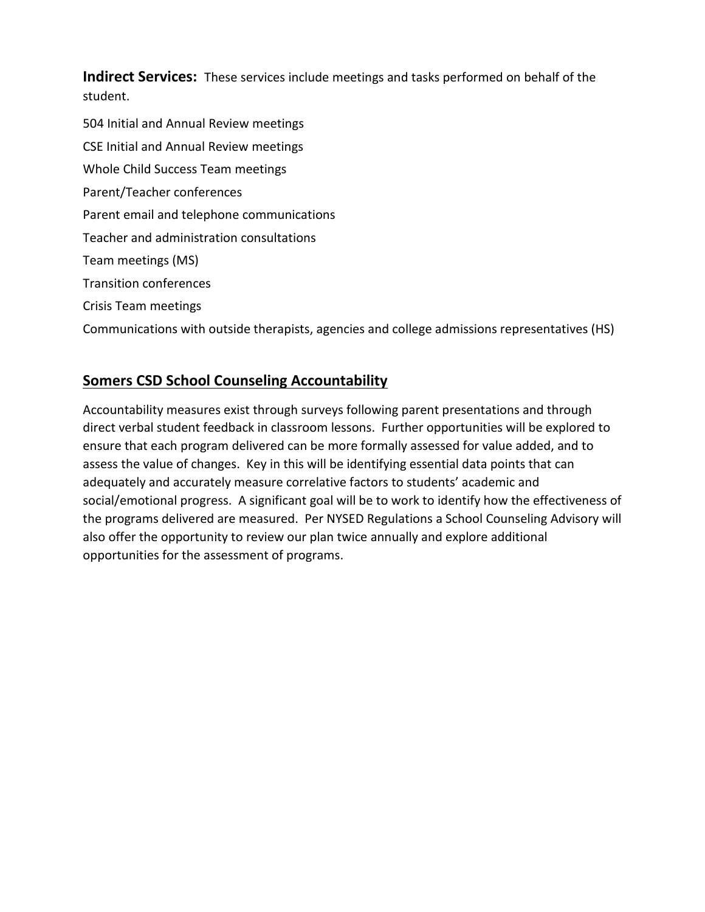**Indirect Services:** These services include meetings and tasks performed on behalf of the student.

504 Initial and Annual Review meetings

CSE Initial and Annual Review meetings

Whole Child Success Team meetings

Parent/Teacher conferences

Parent email and telephone communications

Teacher and administration consultations

Team meetings (MS)

Transition conferences

Crisis Team meetings

Communications with outside therapists, agencies and college admissions representatives (HS)

## Somers CSD School Counseling Accountability

Accountability measures exist through surveys following parent presentations and through direct verbal student feedback in classroom lessons. Further opportunities will be explored to ensure that each program delivered can be more formally assessed for value added, and to assess the value of changes. Key in this will be identifying essential data points that can adequately and accurately measure correlative factors to students' academic and social/emotional progress. A significant goal will be to work to identify how the effectiveness of the programs delivered are measured. Per NYSED Regulations a School Counseling Advisory will also offer the opportunity to review our plan twice annually and explore additional opportunities for the assessment of programs.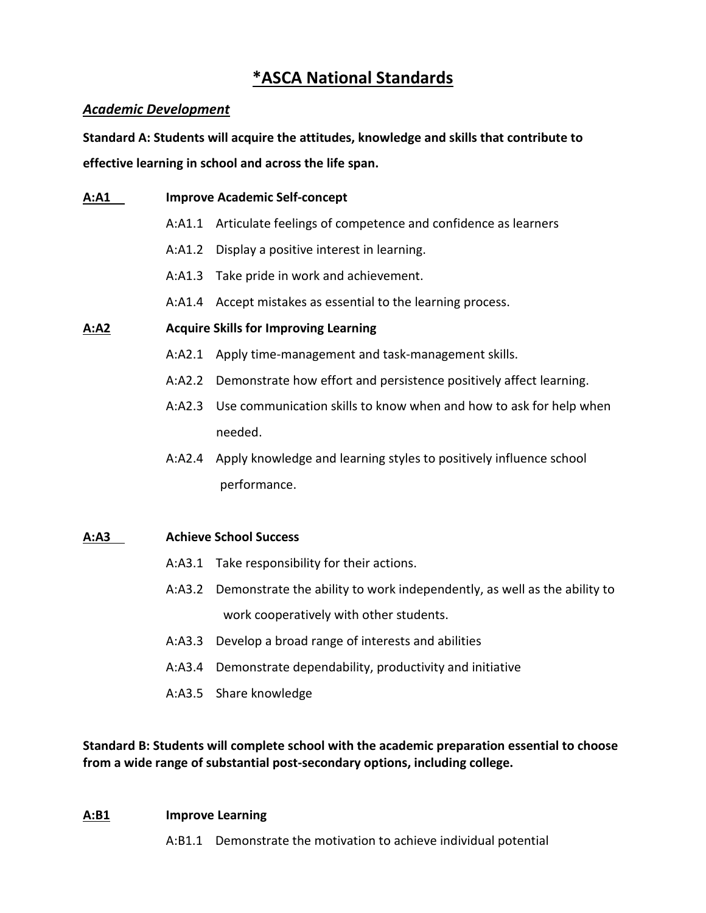# *ASCA National Standards

## *Academic Development*

**Standard A: Students will acquire the attitudes, knowledge and skills that contribute to effective learning in school and across the life span.**

**A:A1 Improve Academic Self-concept**

- A:A1.1 Articulate feelings of competence and confidence as learners
- A:A1.2 Display a positive interest in learning.
- A:A1.3 Take pride in work and achievement.
- A:A1.4 Accept mistakes as essential to the learning process.

**A:A2 Acquire Skills for Improving Learning**

- A:A2.1 Apply time-management and task-management skills.
- A:A2.2 Demonstrate how effort and persistence positively affect learning.
- A:A2.3 Use communication skills to know when and how to ask for help when needed.
- A:A2.4 Apply knowledge and learning styles to positively influence school performance.

**A:A3 Achieve School Success**

- A:A3.1 Take responsibility for their actions.
- A:A3.2 Demonstrate the ability to work independently, as well as the ability to work cooperatively with other students.
- A:A3.3 Develop a broad range of interests and abilities
- A:A3.4 Demonstrate dependability, productivity and initiative
- A:A3.5 Share knowledge

**Standard B: Students will complete school with the academic preparation essential to choose from a wide range of substantial post-secondary options, including college.**

**A:B1 Improve Learning**

- A:B1.1 Demonstrate the motivation to achieve individual potential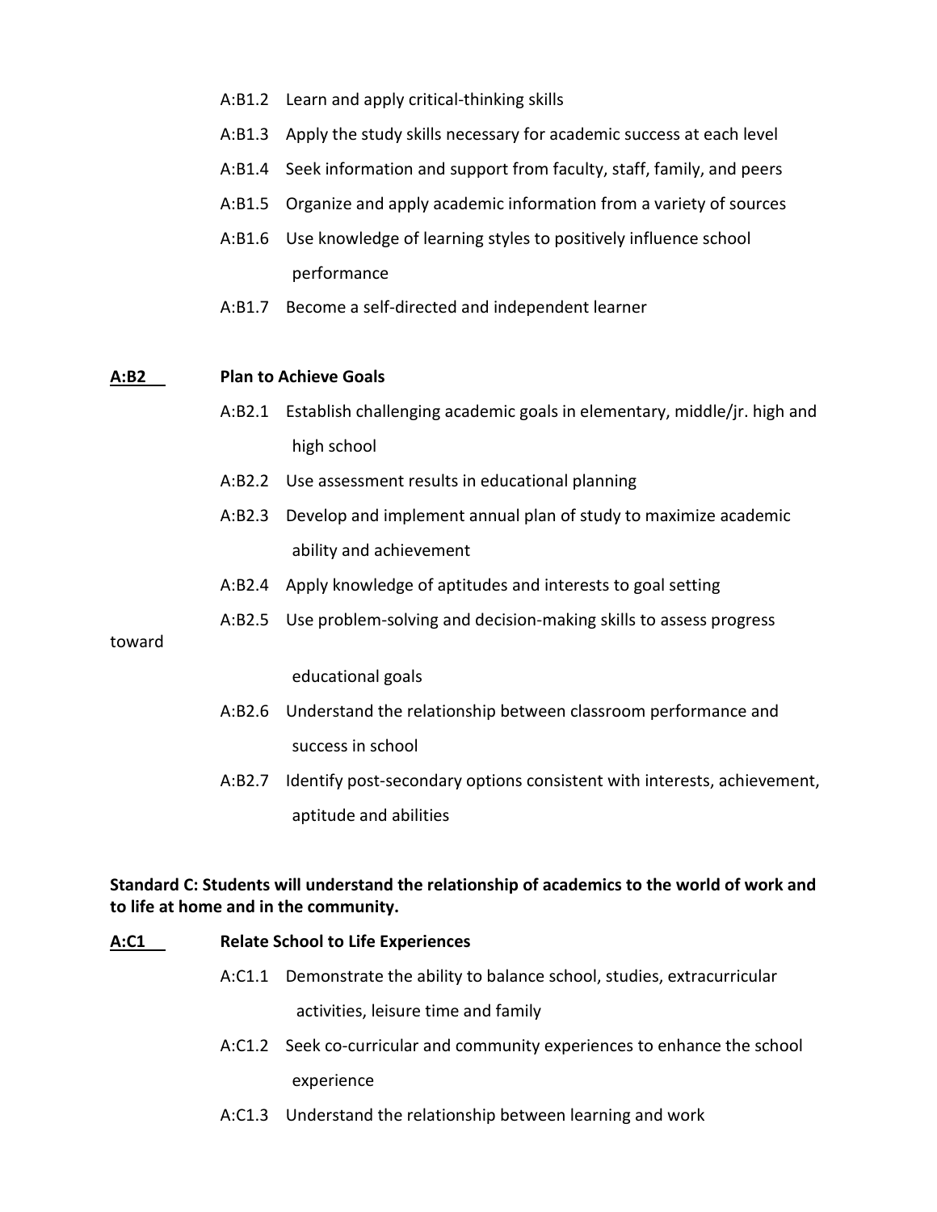- A:B1.2 Learn and apply critical-thinking skills
- A:B1.3 Apply the study skills necessary for academic success at each level
- A:B1.4 Seek information and support from faculty, staff, family, and peers
- A:B1.5 Organize and apply academic information from a variety of sources
- A:B1.6 Use knowledge of learning styles to positively influence school performance
- A:B1.7 Become a self-directed and independent learner

**A:B2 Plan to Achieve Goals**

- A:B2.1 Establish challenging academic goals in elementary, middle/jr. high and high school
- A:B2.2 Use assessment results in educational planning
- A:B2.3 Develop and implement annual plan of study to maximize academic ability and achievement
- A:B2.4 Apply knowledge of aptitudes and interests to goal setting
- A:B2.5 Use problem-solving and decision-making skills to assess progress toward educational goals
- A:B2.6 Understand the relationship between classroom performance and success in school
- A:B2.7 Identify post-secondary options consistent with interests, achievement, aptitude and abilities

**Standard C: Students will understand the relationship of academics to the world of work and to life at home and in the community.**

**A:C1 Relate School to Life Experiences**

- A:C1.1 Demonstrate the ability to balance school, studies, extracurricular activities, leisure time and family
- A:C1.2 Seek co-curricular and community experiences to enhance the school experience
- A:C1.3 Understand the relationship between learning and work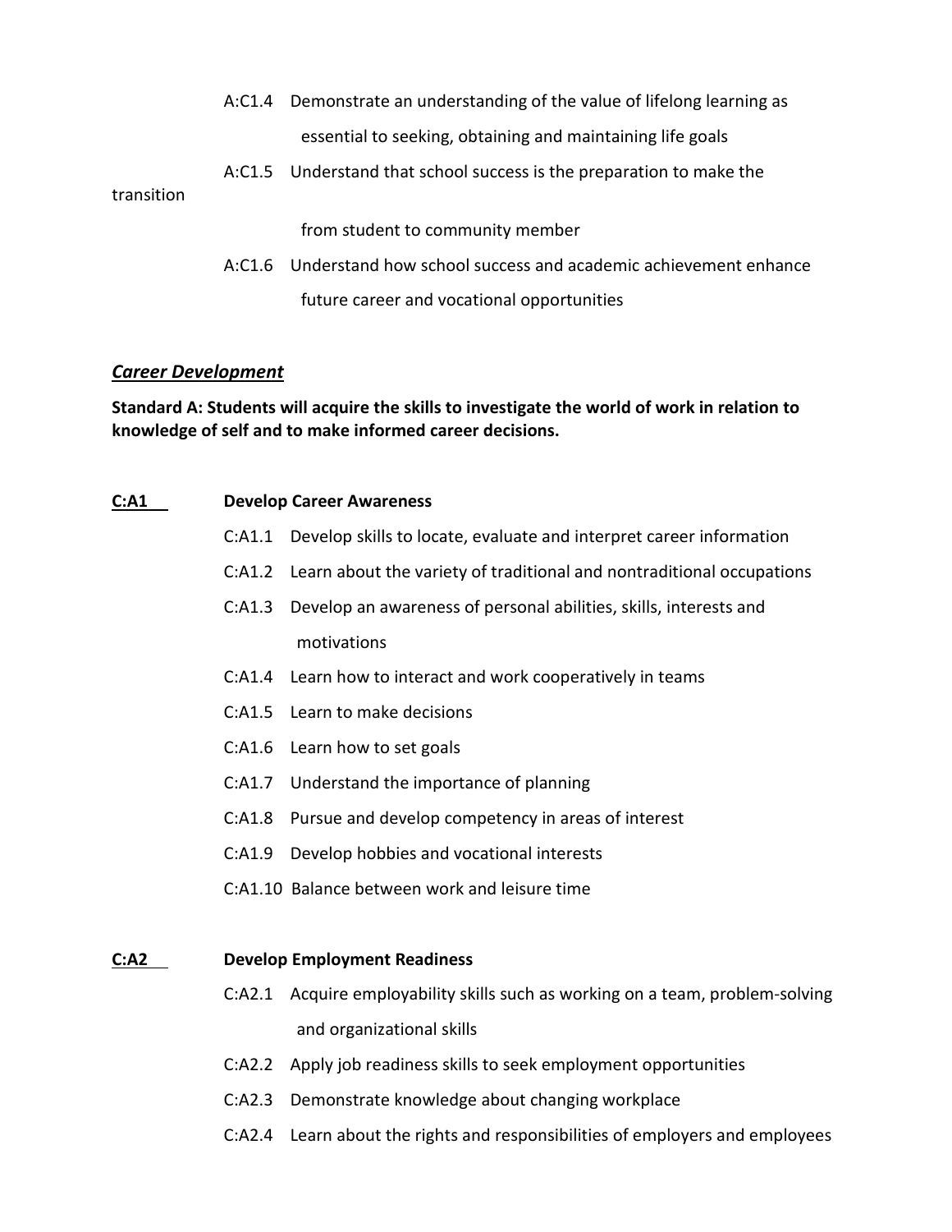A:C1.4 Demonstrate an understanding of the value of lifelong learning as essential to seeking, obtaining and maintaining life goals

A:C1.5 Understand that school success is the preparation to make the transition from student to community member

A:C1.6 Understand how school success and academic achievement enhance future career and vocational opportunities

## *Career Development*

**Standard A: Students will acquire the skills to investigate the world of work in relation to knowledge of self and to make informed career decisions.**

**C:A1 Develop Career Awareness**

C:A1.1 Develop skills to locate, evaluate and interpret career information

C:A1.2 Learn about the variety of traditional and nontraditional occupations

C:A1.3 Develop an awareness of personal abilities, skills, interests and motivations

C:A1.4 Learn how to interact and work cooperatively in teams

C:A1.5 Learn to make decisions

C:A1.6 Learn how to set goals

C:A1.7 Understand the importance of planning

C:A1.8 Pursue and develop competency in areas of interest

C:A1.9 Develop hobbies and vocational interests

C:A1.10 Balance between work and leisure time

**C:A2 Develop Employment Readiness**

C:A2.1 Acquire employability skills such as working on a team, problem-solving and organizational skills

C:A2.2 Apply job readiness skills to seek employment opportunities

C:A2.3 Demonstrate knowledge about changing workplace

C:A2.4 Learn about the rights and responsibilities of employers and employees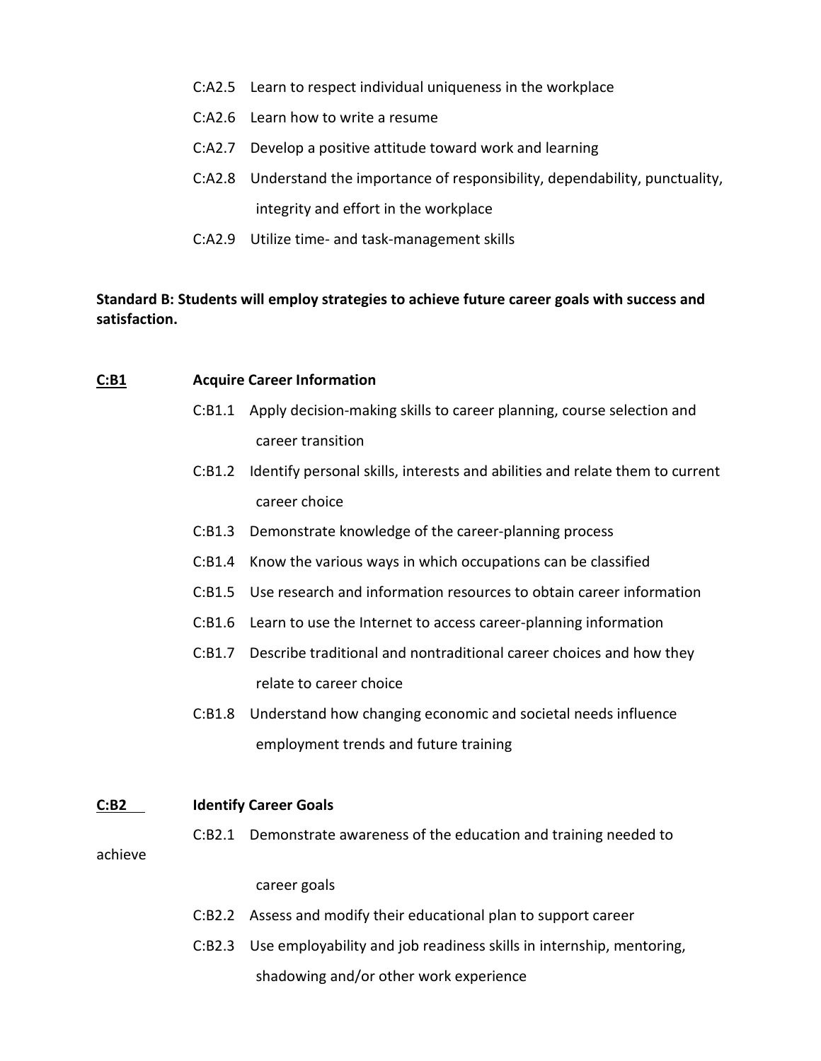- C:A2.5 Learn to respect individual uniqueness in the workplace
- C:A2.6 Learn how to write a resume
- C:A2.7 Develop a positive attitude toward work and learning
- C:A2.8 Understand the importance of responsibility, dependability, punctuality, integrity and effort in the workplace
- C:A2.9 Utilize time- and task-management skills

**Standard B: Students will employ strategies to achieve future career goals with success and satisfaction.**

**C:B1** **Acquire Career Information**

- C:B1.1 Apply decision-making skills to career planning, course selection and career transition
- C:B1.2 Identify personal skills, interests and abilities and relate them to current career choice
- C:B1.3 Demonstrate knowledge of the career-planning process
- C:B1.4 Know the various ways in which occupations can be classified
- C:B1.5 Use research and information resources to obtain career information
- C:B1.6 Learn to use the Internet to access career-planning information
- C:B1.7 Describe traditional and nontraditional career choices and how they relate to career choice
- C:B1.8 Understand how changing economic and societal needs influence employment trends and future training

**C:B2** **Identify Career Goals**

- C:B2.1 Demonstrate awareness of the education and training needed to achieve career goals
- C:B2.2 Assess and modify their educational plan to support career
- C:B2.3 Use employability and job readiness skills in internship, mentoring, shadowing and/or other work experience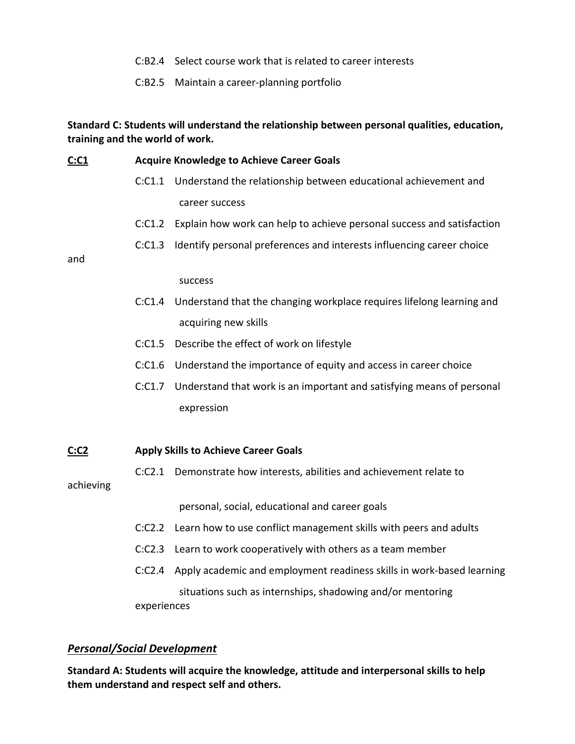C:B2.4 Select course work that is related to career interests

C:B2.5 Maintain a career-planning portfolio

**Standard C: Students will understand the relationship between personal qualities, education, training and the world of work.**

**C:C1 Acquire Knowledge to Achieve Career Goals**

C:C1.1 Understand the relationship between educational achievement and career success

C:C1.2 Explain how work can help to achieve personal success and satisfaction

C:C1.3 Identify personal preferences and interests influencing career choice and success

C:C1.4 Understand that the changing workplace requires lifelong learning and acquiring new skills

C:C1.5 Describe the effect of work on lifestyle

C:C1.6 Understand the importance of equity and access in career choice

C:C1.7 Understand that work is an important and satisfying means of personal expression

**C:C2 Apply Skills to Achieve Career Goals**

C:C2.1 Demonstrate how interests, abilities and achievement relate to achieving personal, social, educational and career goals

C:C2.2 Learn how to use conflict management skills with peers and adults

C:C2.3 Learn to work cooperatively with others as a team member

C:C2.4 Apply academic and employment readiness skills in work-based learning situations such as internships, shadowing and/or mentoring experiences

## ***Personal/Social Development***

**Standard A: Students will acquire the knowledge, attitude and interpersonal skills to help them understand and respect self and others.**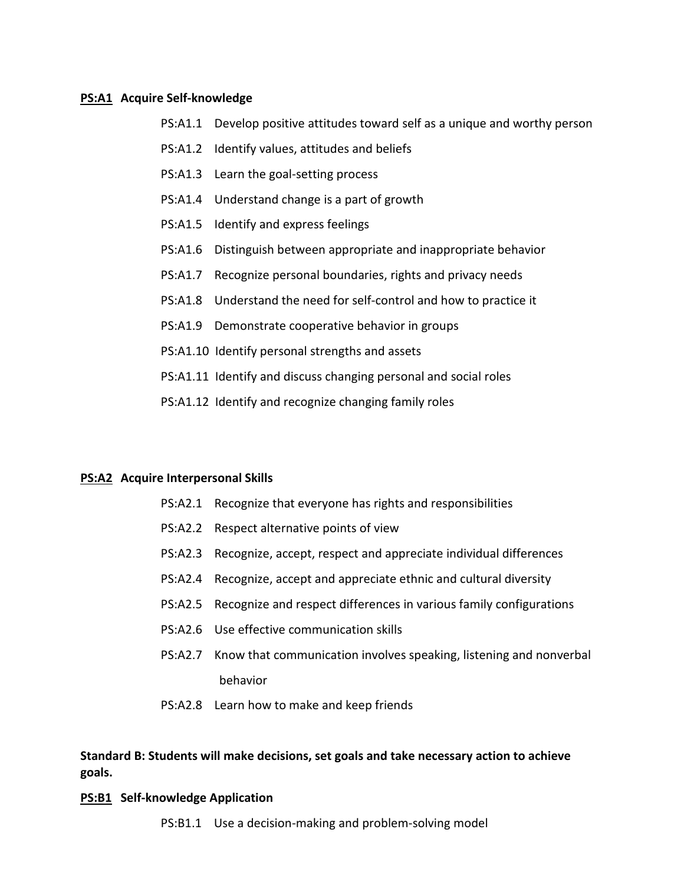**PS:A1 Acquire Self-knowledge**

- PS:A1.1 Develop positive attitudes toward self as a unique and worthy person
- PS:A1.2 Identify values, attitudes and beliefs
- PS:A1.3 Learn the goal-setting process
- PS:A1.4 Understand change is a part of growth
- PS:A1.5 Identify and express feelings
- PS:A1.6 Distinguish between appropriate and inappropriate behavior
- PS:A1.7 Recognize personal boundaries, rights and privacy needs
- PS:A1.8 Understand the need for self-control and how to practice it
- PS:A1.9 Demonstrate cooperative behavior in groups
- PS:A1.10 Identify personal strengths and assets
- PS:A1.11 Identify and discuss changing personal and social roles
- PS:A1.12 Identify and recognize changing family roles

**PS:A2 Acquire Interpersonal Skills**

- PS:A2.1 Recognize that everyone has rights and responsibilities
- PS:A2.2 Respect alternative points of view
- PS:A2.3 Recognize, accept, respect and appreciate individual differences
- PS:A2.4 Recognize, accept and appreciate ethnic and cultural diversity
- PS:A2.5 Recognize and respect differences in various family configurations
- PS:A2.6 Use effective communication skills
- PS:A2.7 Know that communication involves speaking, listening and nonverbal behavior
- PS:A2.8 Learn how to make and keep friends

**Standard B: Students will make decisions, set goals and take necessary action to achieve goals.**

**PS:B1 Self-knowledge Application**

- PS:B1.1 Use a decision-making and problem-solving model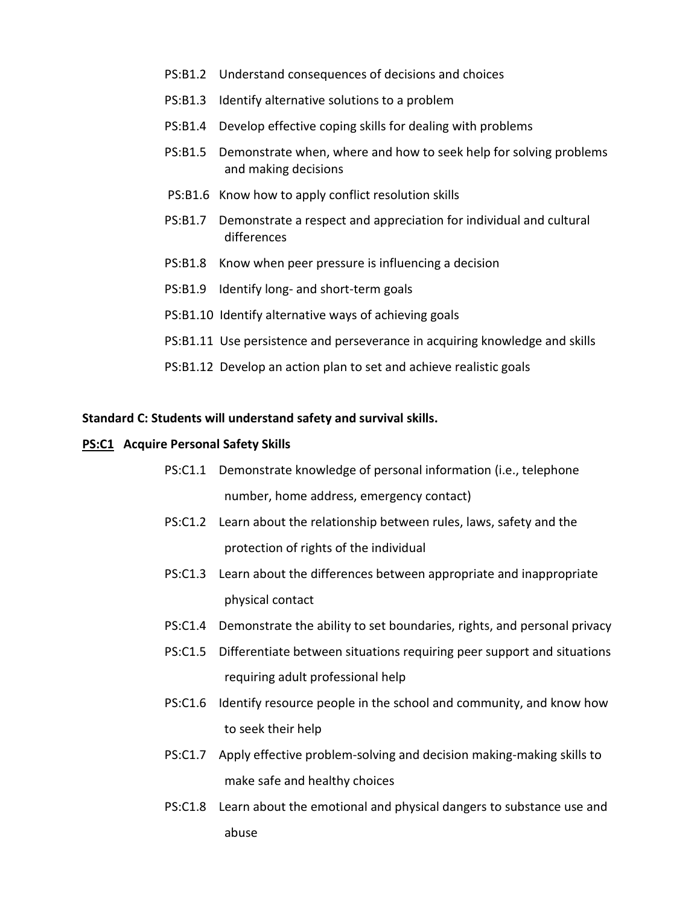- PS:B1.2 Understand consequences of decisions and choices
- PS:B1.3 Identify alternative solutions to a problem
- PS:B1.4 Develop effective coping skills for dealing with problems
- PS:B1.5 Demonstrate when, where and how to seek help for solving problems and making decisions
- PS:B1.6 Know how to apply conflict resolution skills
- PS:B1.7 Demonstrate a respect and appreciation for individual and cultural differences
- PS:B1.8 Know when peer pressure is influencing a decision
- PS:B1.9 Identify long- and short-term goals
- PS:B1.10 Identify alternative ways of achieving goals
- PS:B1.11 Use persistence and perseverance in acquiring knowledge and skills
- PS:B1.12 Develop an action plan to set and achieve realistic goals

**Standard C: Students will understand safety and survival skills.**

**<u>PS:C1</u> Acquire Personal Safety Skills**

- PS:C1.1 Demonstrate knowledge of personal information (i.e., telephone number, home address, emergency contact)
- PS:C1.2 Learn about the relationship between rules, laws, safety and the protection of rights of the individual
- PS:C1.3 Learn about the differences between appropriate and inappropriate physical contact
- PS:C1.4 Demonstrate the ability to set boundaries, rights, and personal privacy
- PS:C1.5 Differentiate between situations requiring peer support and situations requiring adult professional help
- PS:C1.6 Identify resource people in the school and community, and know how to seek their help
- PS:C1.7 Apply effective problem-solving and decision making-making skills to make safe and healthy choices
- PS:C1.8 Learn about the emotional and physical dangers to substance use and abuse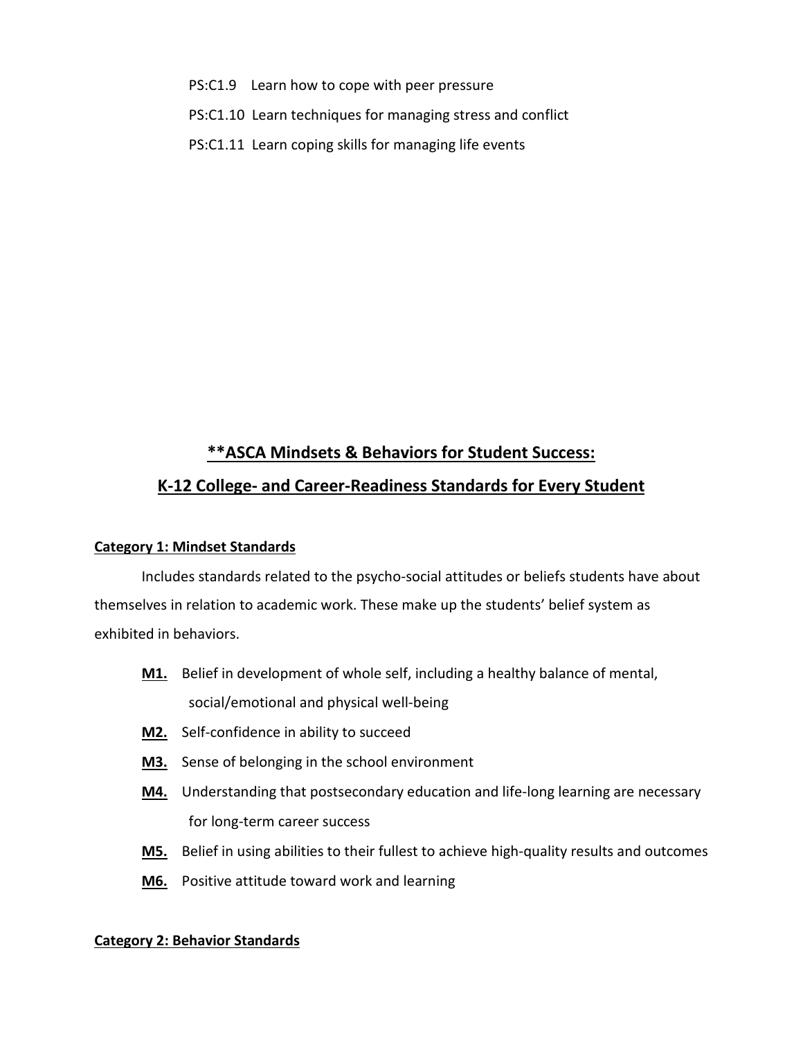PS:C1.9 Learn how to cope with peer pressure

PS:C1.10 Learn techniques for managing stress and conflict

PS:C1.11 Learn coping skills for managing life events

## **ASCA Mindsets & Behaviors for Student Success:

## K-12 College- and Career-Readiness Standards for Every Student

**Category 1: Mindset Standards**

Includes standards related to the psycho-social attitudes or beliefs students have about themselves in relation to academic work. These make up the students' belief system as exhibited in behaviors.

- **M1.** Belief in development of whole self, including a healthy balance of mental, social/emotional and physical well-being
- **M2.** Self-confidence in ability to succeed
- **M3.** Sense of belonging in the school environment
- **M4.** Understanding that postsecondary education and life-long learning are necessary for long-term career success
- **M5.** Belief in using abilities to their fullest to achieve high-quality results and outcomes
- **M6.** Positive attitude toward work and learning

**Category 2: Behavior Standards**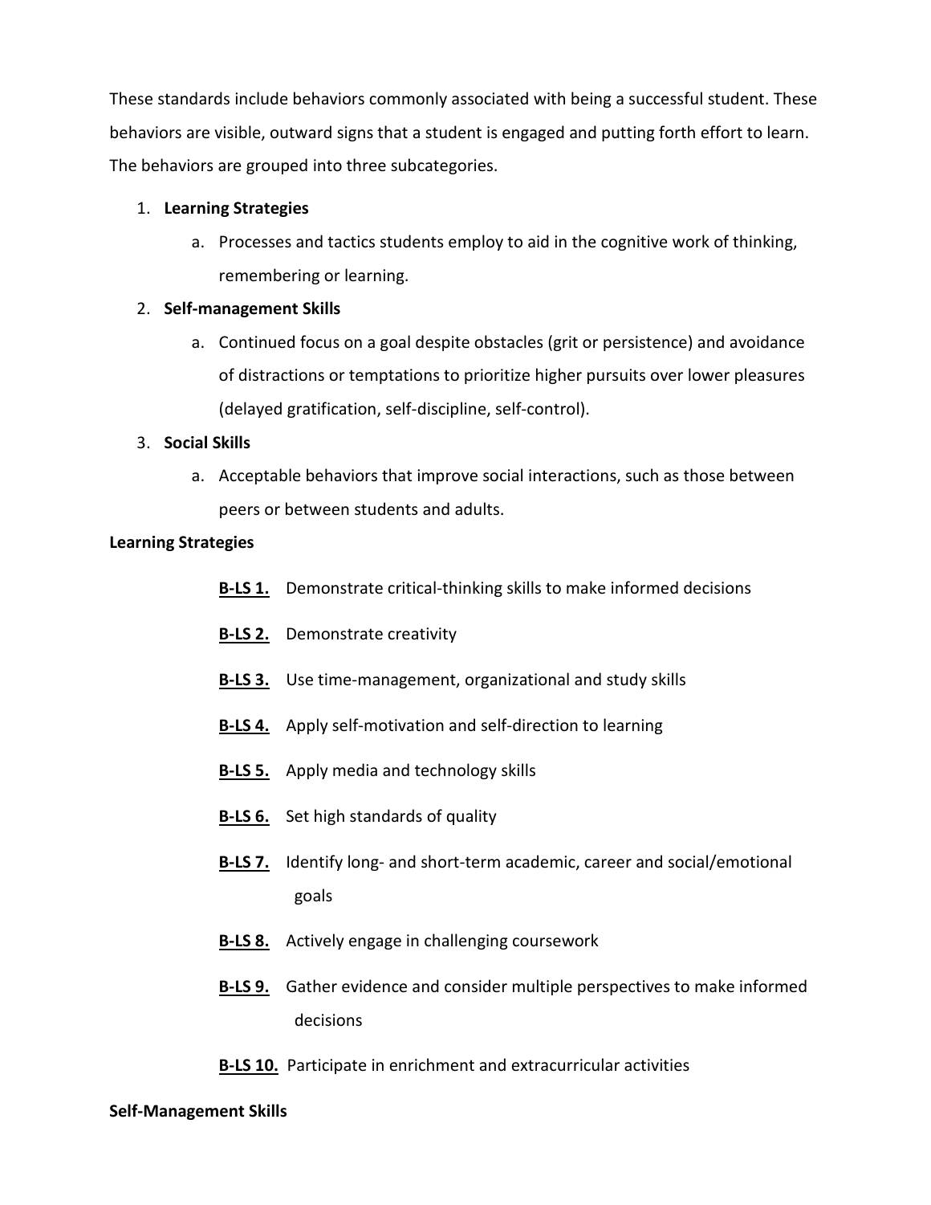These standards include behaviors commonly associated with being a successful student. These behaviors are visible, outward signs that a student is engaged and putting forth effort to learn. The behaviors are grouped into three subcategories.

1. **Learning Strategies**
    a. Processes and tactics students employ to aid in the cognitive work of thinking, remembering or learning.
2. **Self-management Skills**
    a. Continued focus on a goal despite obstacles (grit or persistence) and avoidance of distractions or temptations to prioritize higher pursuits over lower pleasures (delayed gratification, self-discipline, self-control).
3. **Social Skills**
    a. Acceptable behaviors that improve social interactions, such as those between peers or between students and adults.

**Learning Strategies**

- **B-LS 1.** Demonstrate critical-thinking skills to make informed decisions
- **B-LS 2.** Demonstrate creativity
- **B-LS 3.** Use time-management, organizational and study skills
- **B-LS 4.** Apply self-motivation and self-direction to learning
- **B-LS 5.** Apply media and technology skills
- **B-LS 6.** Set high standards of quality
- **B-LS 7.** Identify long- and short-term academic, career and social/emotional goals
- **B-LS 8.** Actively engage in challenging coursework
- **B-LS 9.** Gather evidence and consider multiple perspectives to make informed decisions
- **B-LS 10.** Participate in enrichment and extracurricular activities

**Self-Management Skills**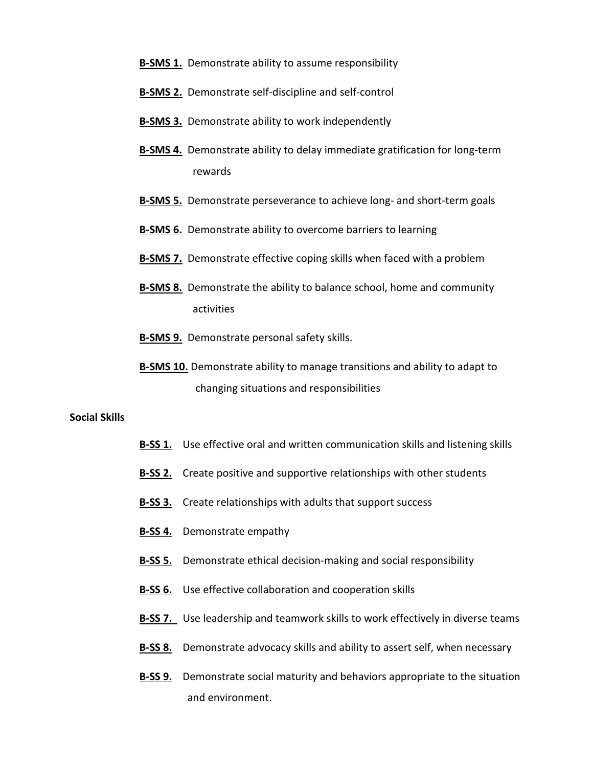- **B-SMS 1.** Demonstrate ability to assume responsibility
- **B-SMS 2.** Demonstrate self-discipline and self-control
- **B-SMS 3.** Demonstrate ability to work independently
- **B-SMS 4.** Demonstrate ability to delay immediate gratification for long-term rewards
- **B-SMS 5.** Demonstrate perseverance to achieve long- and short-term goals
- **B-SMS 6.** Demonstrate ability to overcome barriers to learning
- **B-SMS 7.** Demonstrate effective coping skills when faced with a problem
- **B-SMS 8.** Demonstrate the ability to balance school, home and community activities
- **B-SMS 9.** Demonstrate personal safety skills.
- **B-SMS 10.** Demonstrate ability to manage transitions and ability to adapt to changing situations and responsibilities

**Social Skills**

- **B-SS 1.** Use effective oral and written communication skills and listening skills
- **B-SS 2.** Create positive and supportive relationships with other students
- **B-SS 3.** Create relationships with adults that support success
- **B-SS 4.** Demonstrate empathy
- **B-SS 5.** Demonstrate ethical decision-making and social responsibility
- **B-SS 6.** Use effective collaboration and cooperation skills
- **B-SS 7.** Use leadership and teamwork skills to work effectively in diverse teams
- **B-SS 8.** Demonstrate advocacy skills and ability to assert self, when necessary
- **B-SS 9.** Demonstrate social maturity and behaviors appropriate to the situation and environment.